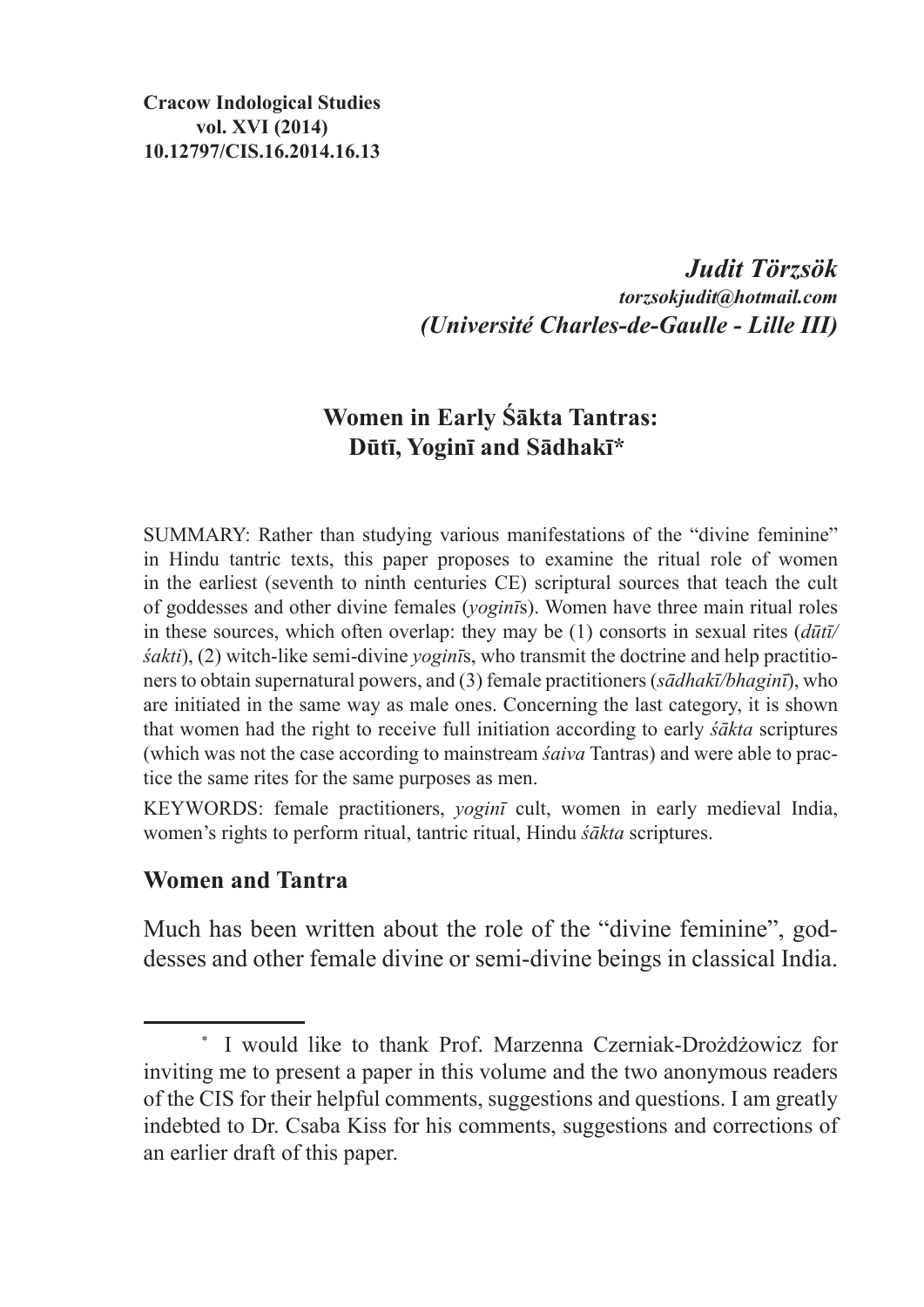**Cracow Indological Studies**
**vol. XVI (2014)**
**10.12797/CIS.16.2014.16.13**

***Judit Törzsök***
***torzsokjudit@hotmail.com***
***(Université Charles-de-Gaulle - Lille III)***

# Women in Early Śākta Tantras: Dūtī, Yoginī and Sādhakī*

SUMMARY: Rather than studying various manifestations of the "divine feminine" in Hindu tantric texts, this paper proposes to examine the ritual role of women in the earliest (seventh to ninth centuries CE) scriptural sources that teach the cult of goddesses and other divine females (*yoginī*s). Women have three main ritual roles in these sources, which often overlap: they may be (1) consorts in sexual rites (*dūtī/śakti*), (2) witch-like semi-divine *yoginī*s, who transmit the doctrine and help practitioners to obtain supernatural powers, and (3) female practitioners (*sādhakī/bhaginī*), who are initiated in the same way as male ones. Concerning the last category, it is shown that women had the right to receive full initiation according to early *śākta* scriptures (which was not the case according to mainstream *śaiva* Tantras) and were able to practice the same rites for the same purposes as men.

KEYWORDS: female practitioners, *yoginī* cult, women in early medieval India, women's rights to perform ritual, tantric ritual, Hindu *śākta* scriptures.

## Women and Tantra

Much has been written about the role of the "divine feminine", goddesses and other female divine or semi-divine beings in classical India.

---

\* I would like to thank Prof. Marzenna Czerniak-Drożdżowicz for inviting me to present a paper in this volume and the two anonymous readers of the CIS for their helpful comments, suggestions and questions. I am greatly indebted to Dr. Csaba Kiss for his comments, suggestions and corrections of an earlier draft of this paper.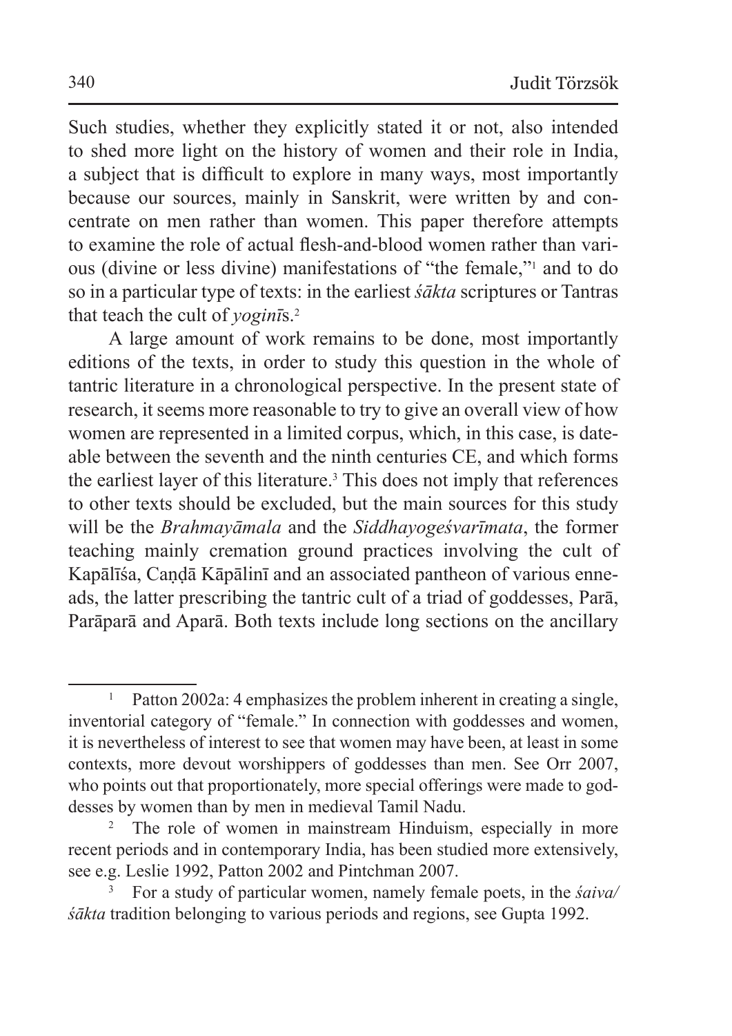Such studies, whether they explicitly stated it or not, also intended to shed more light on the history of women and their role in India, a subject that is difficult to explore in many ways, most importantly because our sources, mainly in Sanskrit, were written by and concentrate on men rather than women. This paper therefore attempts to examine the role of actual flesh-and-blood women rather than various (divine or less divine) manifestations of "the female,"[1] and to do so in a particular type of texts: in the earliest *śākta* scriptures or Tantras that teach the cult of *yoginī*s.[2]

A large amount of work remains to be done, most importantly editions of the texts, in order to study this question in the whole of tantric literature in a chronological perspective. In the present state of research, it seems more reasonable to try to give an overall view of how women are represented in a limited corpus, which, in this case, is dateable between the seventh and the ninth centuries CE, and which forms the earliest layer of this literature.[3] This does not imply that references to other texts should be excluded, but the main sources for this study will be the *Brahmayāmala* and the *Siddhayogeśvarīmata*, the former teaching mainly cremation ground practices involving the cult of Kapālīśa, Caṇḍā Kāpālinī and an associated pantheon of various enneads, the latter prescribing the tantric cult of a triad of goddesses, Parā, Parāparā and Aparā. Both texts include long sections on the ancillary

---

[1] Patton 2002a: 4 emphasizes the problem inherent in creating a single, inventorial category of "female." In connection with goddesses and women, it is nevertheless of interest to see that women may have been, at least in some contexts, more devout worshippers of goddesses than men. See Orr 2007, who points out that proportionately, more special offerings were made to goddesses by women than by men in medieval Tamil Nadu.

[2] The role of women in mainstream Hinduism, especially in more recent periods and in contemporary India, has been studied more extensively, see e.g. Leslie 1992, Patton 2002 and Pintchman 2007.

[3] For a study of particular women, namely female poets, in the *śaiva/ śākta* tradition belonging to various periods and regions, see Gupta 1992.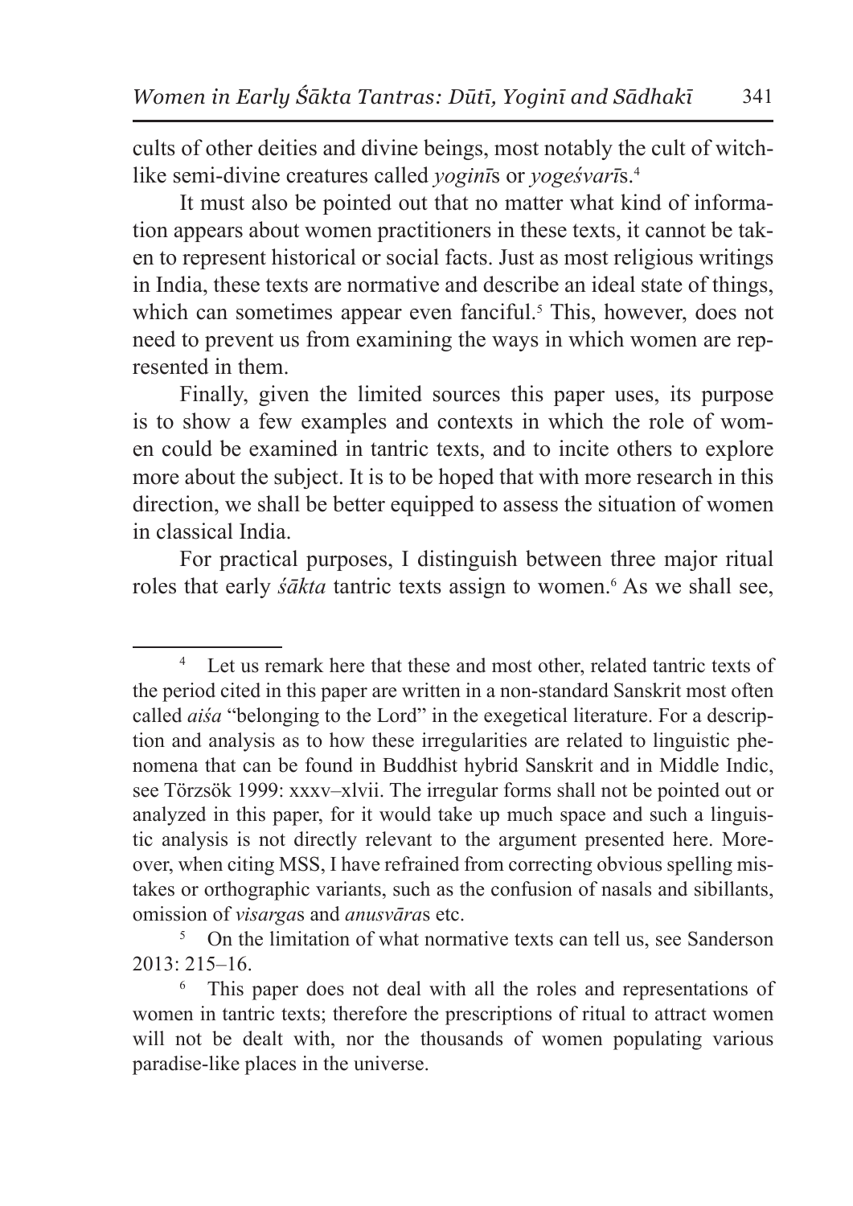cults of other deities and divine beings, most notably the cult of witch-like semi-divine creatures called *yoginī*s or *yogeśvarī*s.[4]

It must also be pointed out that no matter what kind of information appears about women practitioners in these texts, it cannot be taken to represent historical or social facts. Just as most religious writings in India, these texts are normative and describe an ideal state of things, which can sometimes appear even fanciful.[5] This, however, does not need to prevent us from examining the ways in which women are represented in them.

Finally, given the limited sources this paper uses, its purpose is to show a few examples and contexts in which the role of women could be examined in tantric texts, and to incite others to explore more about the subject. It is to be hoped that with more research in this direction, we shall be better equipped to assess the situation of women in classical India.

For practical purposes, I distinguish between three major ritual roles that early *śākta* tantric texts assign to women.[6] As we shall see,

---

[4] Let us remark here that these and most other, related tantric texts of the period cited in this paper are written in a non-standard Sanskrit most often called *aiśa* "belonging to the Lord" in the exegetical literature. For a description and analysis as to how these irregularities are related to linguistic phenomena that can be found in Buddhist hybrid Sanskrit and in Middle Indic, see Törzsök 1999: xxxv–xlvii. The irregular forms shall not be pointed out or analyzed in this paper, for it would take up much space and such a linguistic analysis is not directly relevant to the argument presented here. Moreover, when citing MSS, I have refrained from correcting obvious spelling mistakes or orthographic variants, such as the confusion of nasals and sibillants, omission of *visarga*s and *anusvāra*s etc.

[5] On the limitation of what normative texts can tell us, see Sanderson 2013: 215–16.

[6] This paper does not deal with all the roles and representations of women in tantric texts; therefore the prescriptions of ritual to attract women will not be dealt with, nor the thousands of women populating various paradise-like places in the universe.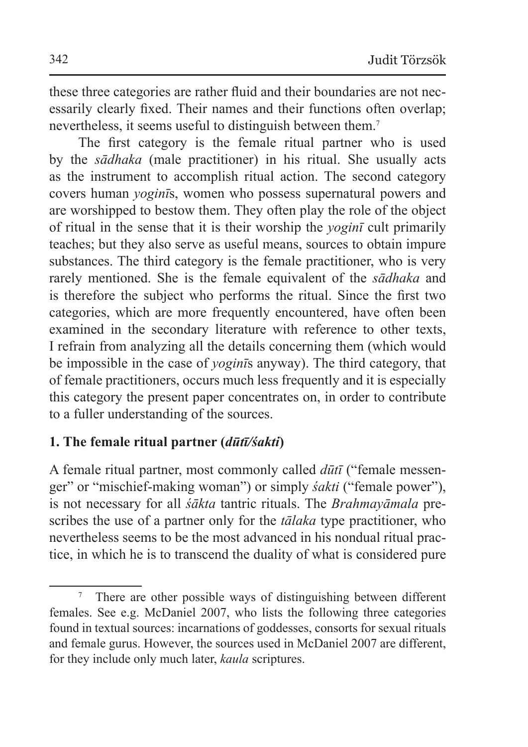these three categories are rather fluid and their boundaries are not necessarily clearly fixed. Their names and their functions often overlap; nevertheless, it seems useful to distinguish between them.[7]

The first category is the female ritual partner who is used by the *sādhaka* (male practitioner) in his ritual. She usually acts as the instrument to accomplish ritual action. The second category covers human *yoginī*s, women who possess supernatural powers and are worshipped to bestow them. They often play the role of the object of ritual in the sense that it is their worship the *yoginī* cult primarily teaches; but they also serve as useful means, sources to obtain impure substances. The third category is the female practitioner, who is very rarely mentioned. She is the female equivalent of the *sādhaka* and is therefore the subject who performs the ritual. Since the first two categories, which are more frequently encountered, have often been examined in the secondary literature with reference to other texts, I refrain from analyzing all the details concerning them (which would be impossible in the case of *yoginī*s anyway). The third category, that of female practitioners, occurs much less frequently and it is especially this category the present paper concentrates on, in order to contribute to a fuller understanding of the sources.

## 1. The female ritual partner (*dūtī/śakti*)

A female ritual partner, most commonly called *dūtī* ("female messenger" or "mischief-making woman") or simply *śakti* ("female power"), is not necessary for all *śākta* tantric rituals. The *Brahmayāmala* prescribes the use of a partner only for the *tālaka* type practitioner, who nevertheless seems to be the most advanced in his nondual ritual practice, in which he is to transcend the duality of what is considered pure

[7] There are other possible ways of distinguishing between different females. See e.g. McDaniel 2007, who lists the following three categories found in textual sources: incarnations of goddesses, consorts for sexual rituals and female gurus. However, the sources used in McDaniel 2007 are different, for they include only much later, *kaula* scriptures.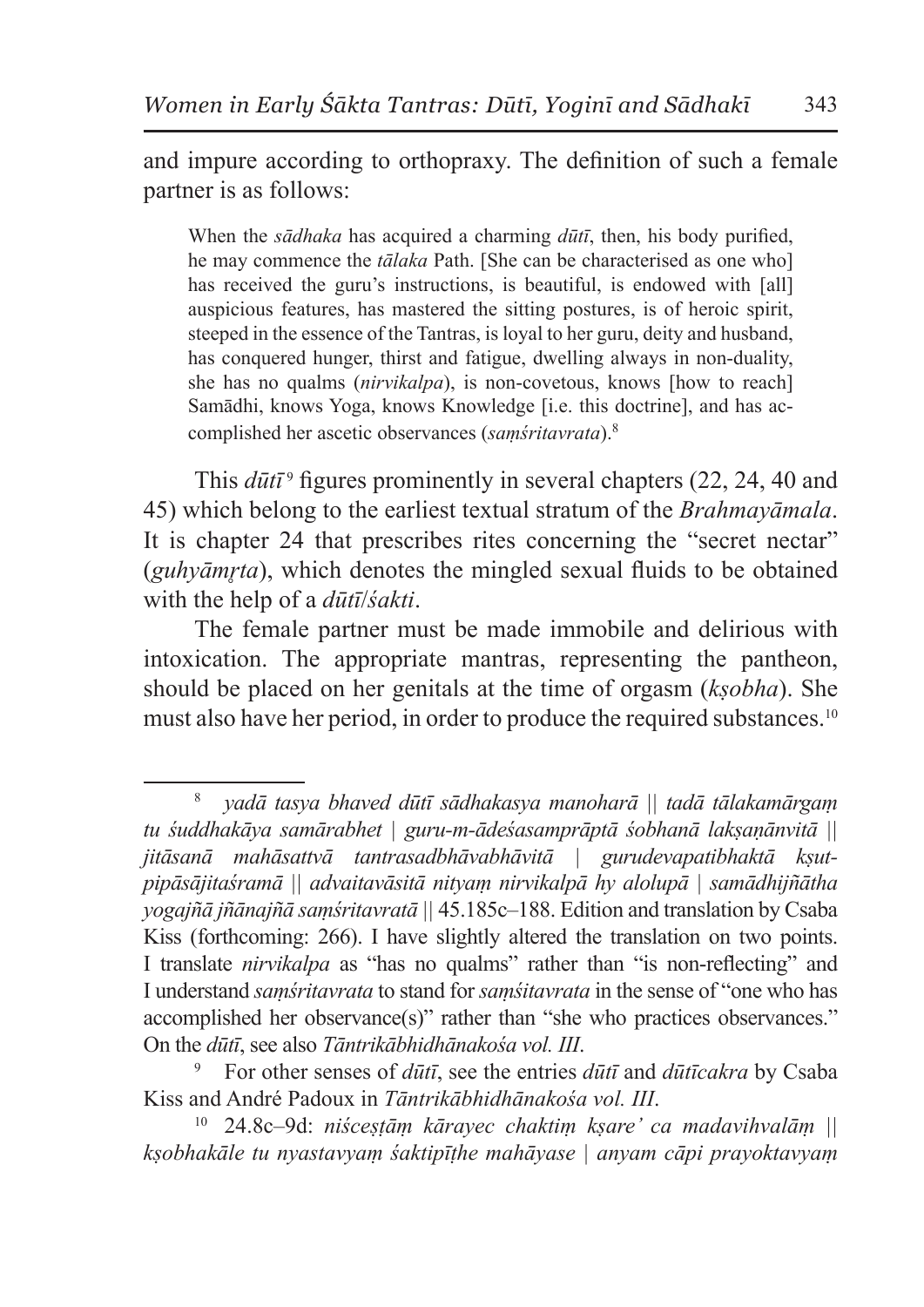and impure according to orthopraxy. The definition of such a female partner is as follows:

> When the *sādhaka* has acquired a charming *dūtī*, then, his body purified, he may commence the *tālaka* Path. [She can be characterised as one who] has received the guru's instructions, is beautiful, is endowed with [all] auspicious features, has mastered the sitting postures, is of heroic spirit, steeped in the essence of the Tantras, is loyal to her guru, deity and husband, has conquered hunger, thirst and fatigue, dwelling always in non-duality, she has no qualms (*nirvikalpa*), is non-covetous, knows [how to reach] Samādhi, knows Yoga, knows Knowledge [i.e. this doctrine], and has accomplished her ascetic observances (*saṃśritavrata*).[8]

This *dūtī*[9] figures prominently in several chapters (22, 24, 40 and 45) which belong to the earliest textual stratum of the *Brahmayāmala*. It is chapter 24 that prescribes rites concerning the "secret nectar" (*guhyāmṛta*), which denotes the mingled sexual fluids to be obtained with the help of a *dūtī*/*śakti*.

The female partner must be made immobile and delirious with intoxication. The appropriate mantras, representing the pantheon, should be placed on her genitals at the time of orgasm (*kṣobha*). She must also have her period, in order to produce the required substances.[10]

---

[8] *yadā tasya bhaved dūtī sādhakasya manoharā || tadā tālakamārgaṃ tu śuddhakāya samārabhet | guru-m-ādeśasamprāptā śobhanā lakṣaṇānvitā || jitāsanā mahāsattvā tantrasadbhāvabhāvitā | gurudevapatibhaktā kṣutpipāsājitaśramā || advaitavāsitā nityaṃ nirvikalpā hy alolupā | samādhijñātha yogajñā jñānajñā saṃśritavratā* || 45.185c–188. Edition and translation by Csaba Kiss (forthcoming: 266). I have slightly altered the translation on two points. I translate *nirvikalpa* as "has no qualms" rather than "is non-reflecting" and I understand *saṃśritavrata* to stand for *saṃśitavrata* in the sense of "one who has accomplished her observance(s)" rather than "she who practices observances." On the *dūtī*, see also *Tāntrikābhidhānakośa vol. III*.

[9] For other senses of *dūtī*, see the entries *dūtī* and *dūtīcakra* by Csaba Kiss and André Padoux in *Tāntrikābhidhānakośa vol. III*.

[10] 24.8c–9d: *niśceṣṭāṃ kārayec chaktiṃ kṣare' ca madavihvalāṃ || kṣobhakāle tu nyastavyaṃ śaktipīṭhe mahāyase | anyam cāpi prayoktavyaṃ*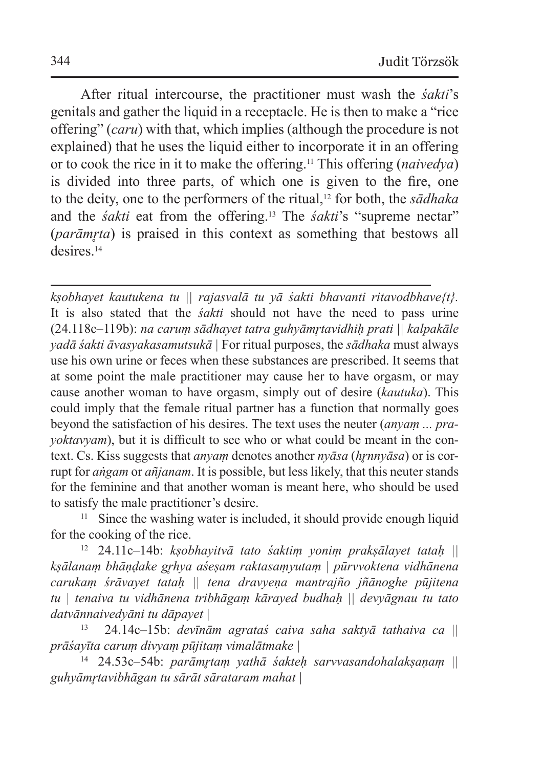After ritual intercourse, the practitioner must wash the *śakti*'s genitals and gather the liquid in a receptacle. He is then to make a "rice offering" (*caru*) with that, which implies (although the procedure is not explained) that he uses the liquid either to incorporate it in an offering or to cook the rice in it to make the offering.[11] This offering (*naivedya*) is divided into three parts, of which one is given to the fire, one to the deity, one to the performers of the ritual,[12] for both, the *sādhaka* and the *śakti* eat from the offering.[13] The *śakti*'s "supreme nectar" (*parāmṛta*) is praised in this context as something that bestows all desires.[14]

---

*kṣobhayet kautukena tu || rajasvalā tu yā śakti bhavanti ritavodbhave{t}.* It is also stated that the *śakti* should not have the need to pass urine (24.118c–119b): *na caruṃ sādhayet tatra guhyāmṛtavidhiḥ prati || kalpakāle yadā śakti āvasyakasamutsukā |* For ritual purposes, the *sādhaka* must always use his own urine or feces when these substances are prescribed. It seems that at some point the male practitioner may cause her to have orgasm, or may cause another woman to have orgasm, simply out of desire (*kautuka*). This could imply that the female ritual partner has a function that normally goes beyond the satisfaction of his desires. The text uses the neuter (*anyaṃ ... prayoktavyam*), but it is difficult to see who or what could be meant in the context. Cs. Kiss suggests that *anyaṃ* denotes another *nyāsa* (*hṛnnyāsa*) or is corrupt for *aṅgam* or *añjanam*. It is possible, but less likely, that this neuter stands for the feminine and that another woman is meant here, who should be used to satisfy the male practitioner's desire.

[11] Since the washing water is included, it should provide enough liquid for the cooking of the rice.

[12] 24.11c–14b: *kṣobhayitvā tato śaktiṃ yoniṃ prakṣālayet tataḥ || kṣālanaṃ bhāṇḍake gṛhya aśeṣam raktasaṃyutaṃ | pūrvvoktena vidhānena carukaṃ śrāvayet tataḥ || tena dravyeṇa mantrajño jñānoghe pūjitena tu | tenaiva tu vidhānena tribhāgaṃ kārayed budhaḥ || devyāgnau tu tato datvānnaivedyāni tu dāpayet |*

[13] 24.14c–15b: *devīnām agrataś caiva saha saktyā tathaiva ca || prāśayīta caruṃ divyaṃ pūjitaṃ vimalātmake |*

[14] 24.53c–54b: *parāmṛtaṃ yathā śakteḥ sarvvasandohalakṣaṇaṃ || guhyāmṛtavibhāgan tu sārāt sārataram mahat |*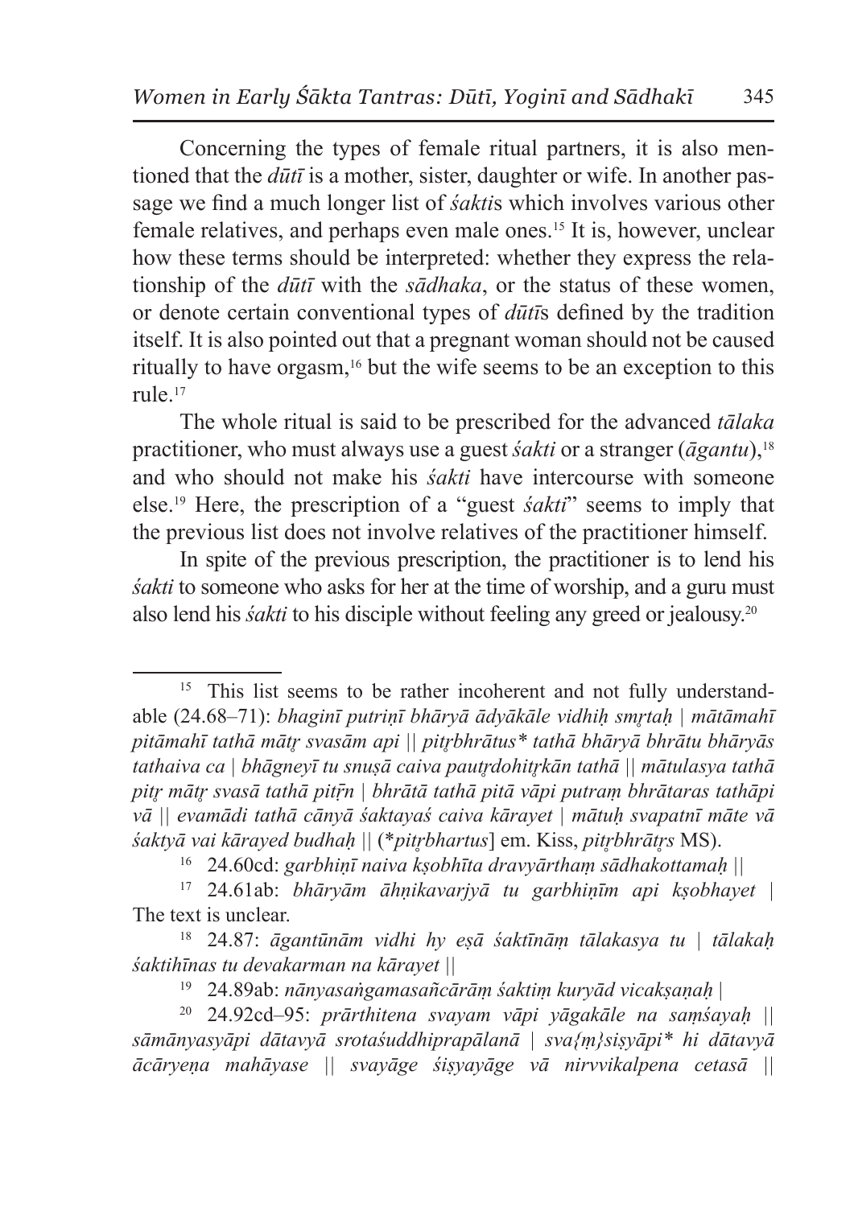Concerning the types of female ritual partners, it is also mentioned that the *dūtī* is a mother, sister, daughter or wife. In another passage we find a much longer list of *śakti*s which involves various other female relatives, and perhaps even male ones.[15] It is, however, unclear how these terms should be interpreted: whether they express the relationship of the *dūtī* with the *sādhaka*, or the status of these women, or denote certain conventional types of *dūtī*s defined by the tradition itself. It is also pointed out that a pregnant woman should not be caused ritually to have orgasm,[16] but the wife seems to be an exception to this rule.[17]

The whole ritual is said to be prescribed for the advanced *tālaka* practitioner, who must always use a guest *śakti* or a stranger (*āgantu*),[18] and who should not make his *śakti* have intercourse with someone else.[19] Here, the prescription of a "guest *śakti*" seems to imply that the previous list does not involve relatives of the practitioner himself.

In spite of the previous prescription, the practitioner is to lend his *śakti* to someone who asks for her at the time of worship, and a guru must also lend his *śakti* to his disciple without feeling any greed or jealousy.[20]

---

[15] This list seems to be rather incoherent and not fully understandable (24.68–71): *bhaginī putriṇī bhāryā ādyākāle vidhiḥ smṛtaḥ | mātāmahī pitāmahī tathā mātṛ svasām api || pitṛbhrātus\* tathā bhāryā bhrātu bhāryās tathaiva ca | bhāgneyī tu snuṣā caiva pautṛdohitṛkān tathā || mātulasya tathā pitṛ mātṛ svasā tathā pitṝn | bhrātā tathā pitā vāpi putraṃ bhrātaras tathāpi vā || evamādi tathā cānyā śaktayaś caiva kārayet | mātuḥ svapatnī māte vā śaktyā vai kārayed budhaḥ ||* (\**pitṛbhartus*] em. Kiss, *pitṛbhrātṛs* MS).

[16] 24.60cd: *garbhiṇī naiva kṣobhīta dravyārthaṃ sādhakottamaḥ ||*

[17] 24.61ab: *bhāryām āhṇikavarjyā tu garbhiṇīm api kṣobhayet |* The text is unclear.

[18] 24.87: *āgantūnām vidhi hy eṣā śaktīnāṃ tālakasya tu | tālakaḥ śaktihīnas tu devakarman na kārayet ||*

[19] 24.89ab: *nānyasaṅgamasañcārāṃ śaktiṃ kuryād vicakṣaṇaḥ |*

[20] 24.92cd–95: *prārthitena svayam vāpi yāgakāle na saṃśayaḥ || sāmānyasyāpi dātavyā srotaśuddhiprapālanā | sva{ṃ}siṣyāpi\* hi dātavyā ācāryeṇa mahāyase || svayāge śiṣyayāge vā nirvvikalpena cetasā ||*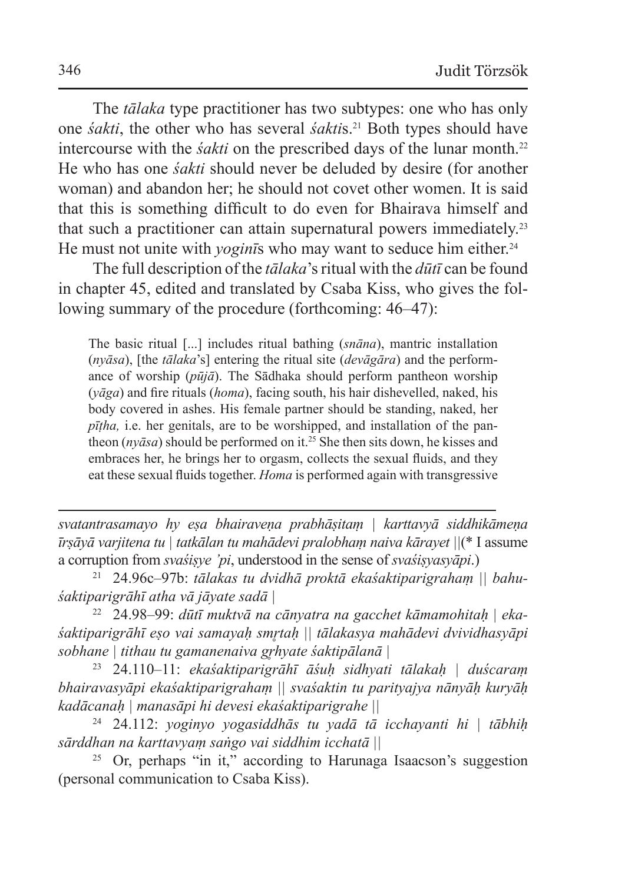The *tālaka* type practitioner has two subtypes: one who has only one *śakti*, the other who has several *śakti*s.[21] Both types should have intercourse with the *śakti* on the prescribed days of the lunar month.[22] He who has one *śakti* should never be deluded by desire (for another woman) and abandon her; he should not covet other women. It is said that this is something difficult to do even for Bhairava himself and that such a practitioner can attain supernatural powers immediately.[23] He must not unite with *yoginī*s who may want to seduce him either.[24]

The full description of the *tālaka*'s ritual with the *dūtī* can be found in chapter 45, edited and translated by Csaba Kiss, who gives the following summary of the procedure (forthcoming: 46–47):

> The basic ritual [...] includes ritual bathing (*snāna*), mantric installation (*nyāsa*), [the *tālaka*'s] entering the ritual site (*devāgāra*) and the performance of worship (*pūjā*). The Sādhaka should perform pantheon worship (*yāga*) and fire rituals (*homa*), facing south, his hair dishevelled, naked, his body covered in ashes. His female partner should be standing, naked, her *pīṭha,* i.e. her genitals, are to be worshipped, and installation of the pantheon (*nyāsa*) should be performed on it.[25] She then sits down, he kisses and embraces her, he brings her to orgasm, collects the sexual fluids, and they eat these sexual fluids together. *Homa* is performed again with transgressive

---

*svatantrasamayo hy eṣa bhairaveṇa prabhāṣitaṃ | karttavyā siddhikāmeṇa īrṣāyā varjitena tu | tatkālan tu mahādevi pralobhaṃ naiva kārayet* ||(* I assume a corruption from *svaśiṣye 'pi*, understood in the sense of *svaśiṣyasyāpi*.)

[21] 24.96c–97b: *tālakas tu dvidhā proktā ekaśaktiparigrahaṃ || bahuśaktiparigrāhī atha vā jāyate sadā |*

[22] 24.98–99: *dūtī muktvā na cānyatra na gacchet kāmamohitaḥ | ekaśaktiparigrāhī eṣo vai samayaḥ smṛtaḥ || tālakasya mahādevi dvividhasyāpi sobhane | tithau tu gamanenaiva gṛhyate śaktipālanā |*

[23] 24.110–11: *ekaśaktiparigrāhī āśuḥ sidhyati tālakaḥ | duścaraṃ bhairavasyāpi ekaśaktiparigrahaṃ || svaśaktin tu parityajya nānyāḥ kuryāḥ kadācanaḥ | manasāpi hi devesi ekaśaktiparigrahe ||*

[24] 24.112: *yoginyo yogasiddhās tu yadā tā icchayanti hi | tābhiḥ sārddhan na karttavyaṃ saṅgo vai siddhim icchatā ||*

[25] Or, perhaps "in it," according to Harunaga Isaacson's suggestion (personal communication to Csaba Kiss).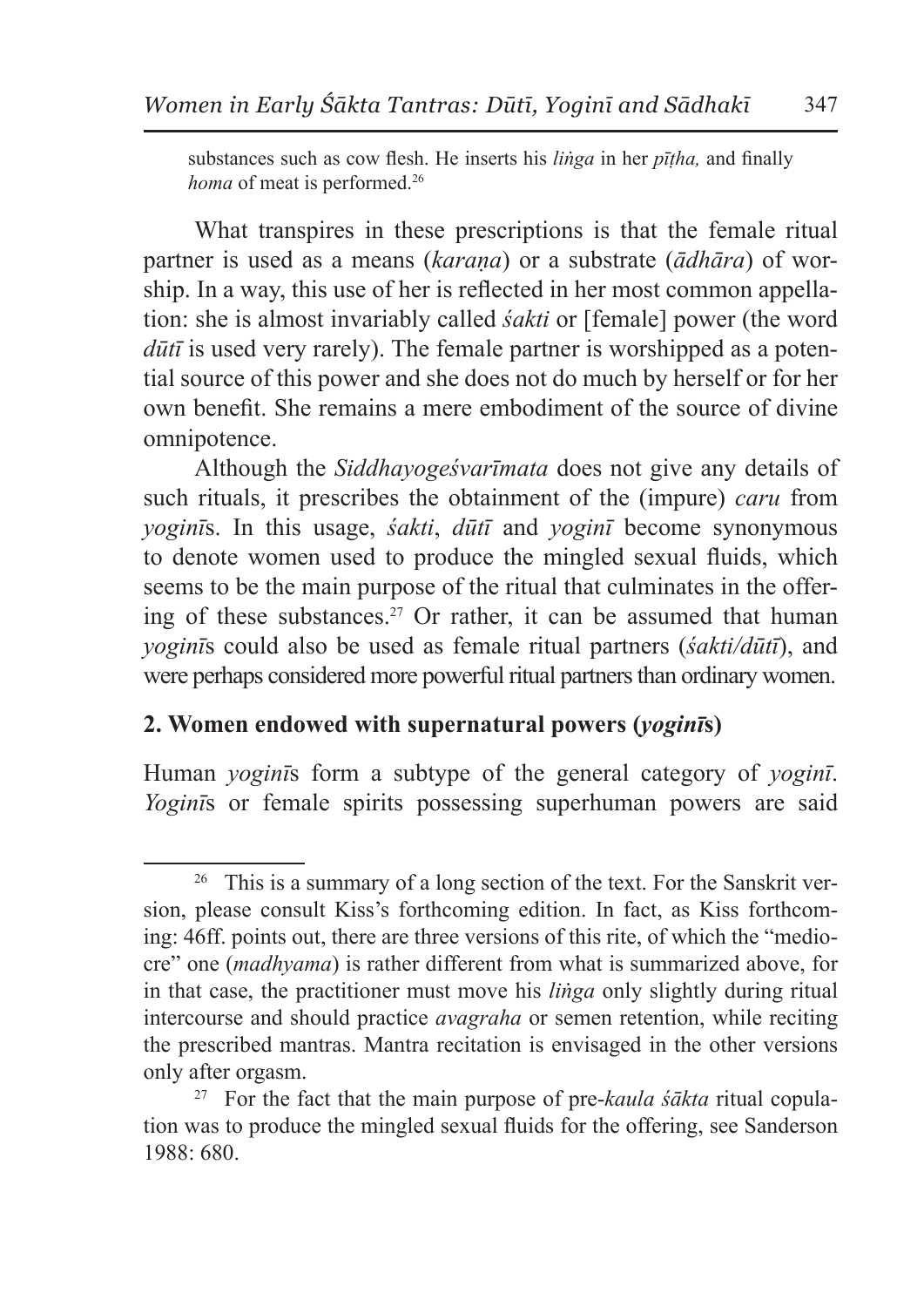substances such as cow flesh. He inserts his *liṅga* in her *pīṭha,* and finally *homa* of meat is performed.[26]

What transpires in these prescriptions is that the female ritual partner is used as a means (*karaṇa*) or a substrate (*ādhāra*) of worship. In a way, this use of her is reflected in her most common appellation: she is almost invariably called *śakti* or [female] power (the word *dūtī* is used very rarely). The female partner is worshipped as a potential source of this power and she does not do much by herself or for her own benefit. She remains a mere embodiment of the source of divine omnipotence.

Although the *Siddhayogeśvarīmata* does not give any details of such rituals, it prescribes the obtainment of the (impure) *caru* from *yoginī*s. In this usage, *śakti*, *dūtī* and *yoginī* become synonymous to denote women used to produce the mingled sexual fluids, which seems to be the main purpose of the ritual that culminates in the offering of these substances.[27] Or rather, it can be assumed that human *yoginī*s could also be used as female ritual partners (*śakti/dūtī*), and were perhaps considered more powerful ritual partners than ordinary women.

## 2. Women endowed with supernatural powers (*yoginī*s)

Human *yoginī*s form a subtype of the general category of *yoginī*. *Yoginī*s or female spirits possessing superhuman powers are said

---

[26] This is a summary of a long section of the text. For the Sanskrit version, please consult Kiss's forthcoming edition. In fact, as Kiss forthcoming: 46ff. points out, there are three versions of this rite, of which the "mediocre" one (*madhyama*) is rather different from what is summarized above, for in that case, the practitioner must move his *liṅga* only slightly during ritual intercourse and should practice *avagraha* or semen retention, while reciting the prescribed mantras. Mantra recitation is envisaged in the other versions only after orgasm.

[27] For the fact that the main purpose of pre-*kaula śākta* ritual copulation was to produce the mingled sexual fluids for the offering, see Sanderson 1988: 680.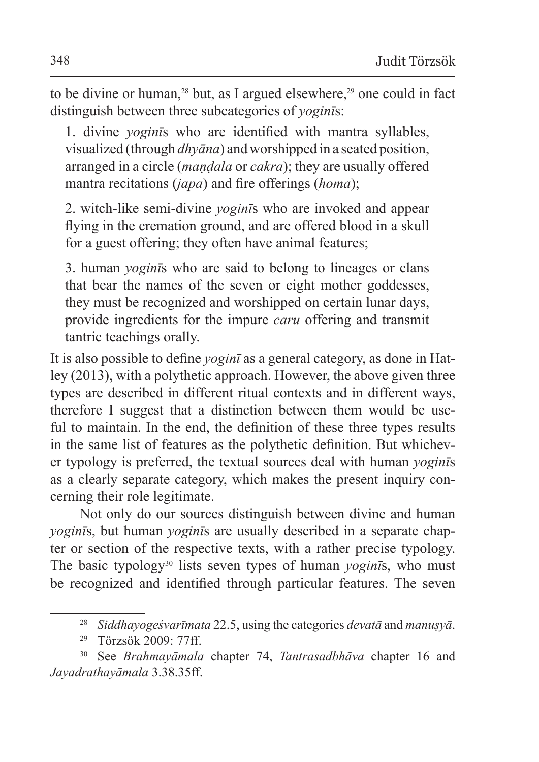to be divine or human,[28] but, as I argued elsewhere,[29] one could in fact distinguish between three subcategories of *yoginī*s:

1. divine *yoginī*s who are identified with mantra syllables, visualized (through *dhyāna*) and worshipped in a seated position, arranged in a circle (*maṇḍala* or *cakra*); they are usually offered mantra recitations (*japa*) and fire offerings (*homa*);

2. witch-like semi-divine *yoginī*s who are invoked and appear flying in the cremation ground, and are offered blood in a skull for a guest offering; they often have animal features;

3. human *yoginī*s who are said to belong to lineages or clans that bear the names of the seven or eight mother goddesses, they must be recognized and worshipped on certain lunar days, provide ingredients for the impure *caru* offering and transmit tantric teachings orally.

It is also possible to define *yoginī* as a general category, as done in Hatley (2013), with a polythetic approach. However, the above given three types are described in different ritual contexts and in different ways, therefore I suggest that a distinction between them would be useful to maintain. In the end, the definition of these three types results in the same list of features as the polythetic definition. But whichever typology is preferred, the textual sources deal with human *yoginī*s as a clearly separate category, which makes the present inquiry concerning their role legitimate.

Not only do our sources distinguish between divine and human *yoginī*s, but human *yoginī*s are usually described in a separate chapter or section of the respective texts, with a rather precise typology. The basic typology[30] lists seven types of human *yoginī*s, who must be recognized and identified through particular features. The seven

---

[28] *Siddhayogeśvarīmata* 22.5, using the categories *devatā* and *manuṣyā*.

[29] Törzsök 2009: 77ff.

[30] See *Brahmayāmala* chapter 74, *Tantrasadbhāva* chapter 16 and *Jayadrathayāmala* 3.38.35ff.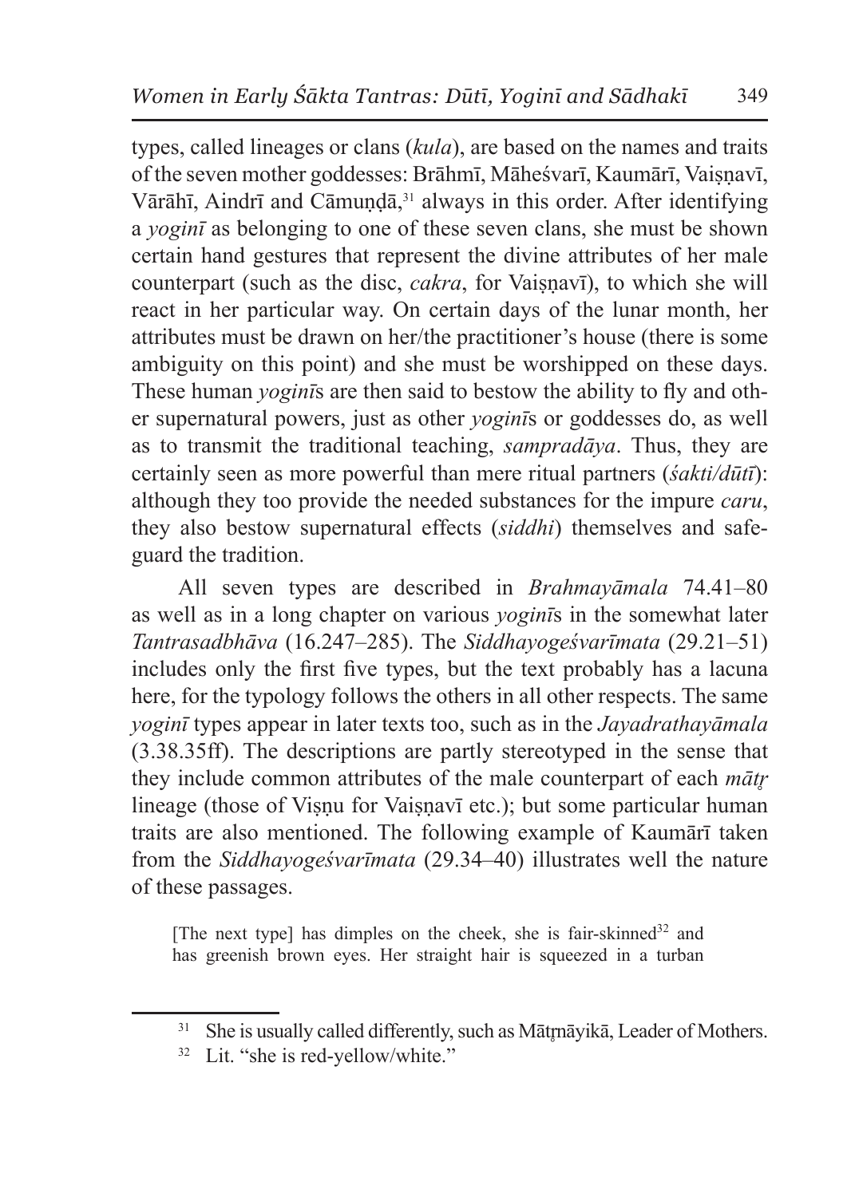types, called lineages or clans (*kula*), are based on the names and traits of the seven mother goddesses: Brāhmī, Māheśvarī, Kaumārī, Vaiṣṇavī, Vārāhī, Aindrī and Cāmuṇḍā,[31] always in this order. After identifying a *yoginī* as belonging to one of these seven clans, she must be shown certain hand gestures that represent the divine attributes of her male counterpart (such as the disc, *cakra*, for Vaiṣṇavī), to which she will react in her particular way. On certain days of the lunar month, her attributes must be drawn on her/the practitioner's house (there is some ambiguity on this point) and she must be worshipped on these days. These human *yoginī*s are then said to bestow the ability to fly and other supernatural powers, just as other *yoginī*s or goddesses do, as well as to transmit the traditional teaching, *sampradāya*. Thus, they are certainly seen as more powerful than mere ritual partners (*śakti/dūtī*): although they too provide the needed substances for the impure *caru*, they also bestow supernatural effects (*siddhi*) themselves and safeguard the tradition.

All seven types are described in *Brahmayāmala* 74.41–80 as well as in a long chapter on various *yoginī*s in the somewhat later *Tantrasadbhāva* (16.247–285). The *Siddhayogeśvarīmata* (29.21–51) includes only the first five types, but the text probably has a lacuna here, for the typology follows the others in all other respects. The same *yoginī* types appear in later texts too, such as in the *Jayadrathayāmala* (3.38.35ff). The descriptions are partly stereotyped in the sense that they include common attributes of the male counterpart of each *mātṛ* lineage (those of Viṣṇu for Vaiṣṇavī etc.); but some particular human traits are also mentioned. The following example of Kaumārī taken from the *Siddhayogeśvarīmata* (29.34–40) illustrates well the nature of these passages.

> [The next type] has dimples on the cheek, she is fair-skinned[32] and has greenish brown eyes. Her straight hair is squeezed in a turban

---

[31] She is usually called differently, such as Mātṛnāyikā, Leader of Mothers.

[32] Lit. "she is red-yellow/white."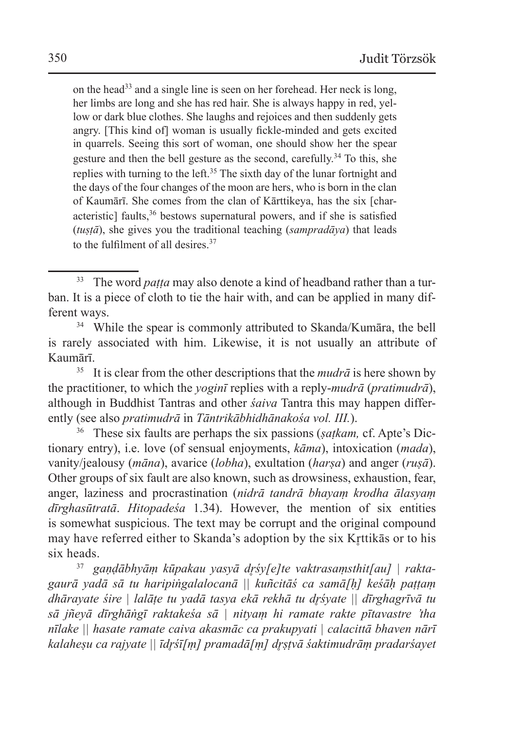on the head[33] and a single line is seen on her forehead. Her neck is long, her limbs are long and she has red hair. She is always happy in red, yellow or dark blue clothes. She laughs and rejoices and then suddenly gets angry. [This kind of] woman is usually fickle-minded and gets excited in quarrels. Seeing this sort of woman, one should show her the spear gesture and then the bell gesture as the second, carefully.[34] To this, she replies with turning to the left.[35] The sixth day of the lunar fortnight and the days of the four changes of the moon are hers, who is born in the clan of Kaumārī. She comes from the clan of Kārttikeya, has the six [characteristic] faults,[36] bestows supernatural powers, and if she is satisfied (*tuṣṭā*), she gives you the traditional teaching (*sampradāya*) that leads to the fulfilment of all desires.[37]

---

[33] The word *paṭṭa* may also denote a kind of headband rather than a turban. It is a piece of cloth to tie the hair with, and can be applied in many different ways.

[34] While the spear is commonly attributed to Skanda/Kumāra, the bell is rarely associated with him. Likewise, it is not usually an attribute of Kaumārī.

[35] It is clear from the other descriptions that the *mudrā* is here shown by the practitioner, to which the *yoginī* replies with a reply-*mudrā* (*pratimudrā*), although in Buddhist Tantras and other *śaiva* Tantra this may happen differently (see also *pratimudrā* in *Tāntrikābhidhānakośa vol. III.*).

[36] These six faults are perhaps the six passions (*ṣaṭkam,* cf. Apte's Dictionary entry), i.e. love (of sensual enjoyments, *kāma*), intoxication (*mada*), vanity/jealousy (*māna*), avarice (*lobha*), exultation (*harṣa*) and anger (*ruṣā*). Other groups of six fault are also known, such as drowsiness, exhaustion, fear, anger, laziness and procrastination (*nidrā tandrā bhayaṃ krodha ālasyaṃ dīrghasūtratā*. *Hitopadeśa* 1.34). However, the mention of six entities is somewhat suspicious. The text may be corrupt and the original compound may have referred either to Skanda's adoption by the six Kṛttikās or to his six heads.

[37] *gaṇḍābhyāṃ kūpakau yasyā dṛśy[e]te vaktrasaṃsthit[au] | raktagaurā yadā sā tu haripiṅgalalocanā || kuñcitāś ca samā[ḥ] keśāḥ paṭṭaṃ dhārayate śire | lalāṭe tu yadā tasya ekā rekhā tu dṛśyate || dīrghagrīvā tu sā jñeyā dīrghāṅgī raktakeśa sā | nityaṃ hi ramate rakte pītavastre 'tha nīlake || hasate ramate caiva akasmāc ca prakupyati | calacittā bhaven nārī kalaheṣu ca rajyate || īdṛśī[ṃ] pramadā[ṃ] dṛṣṭvā śaktimudrāṃ pradarśayet*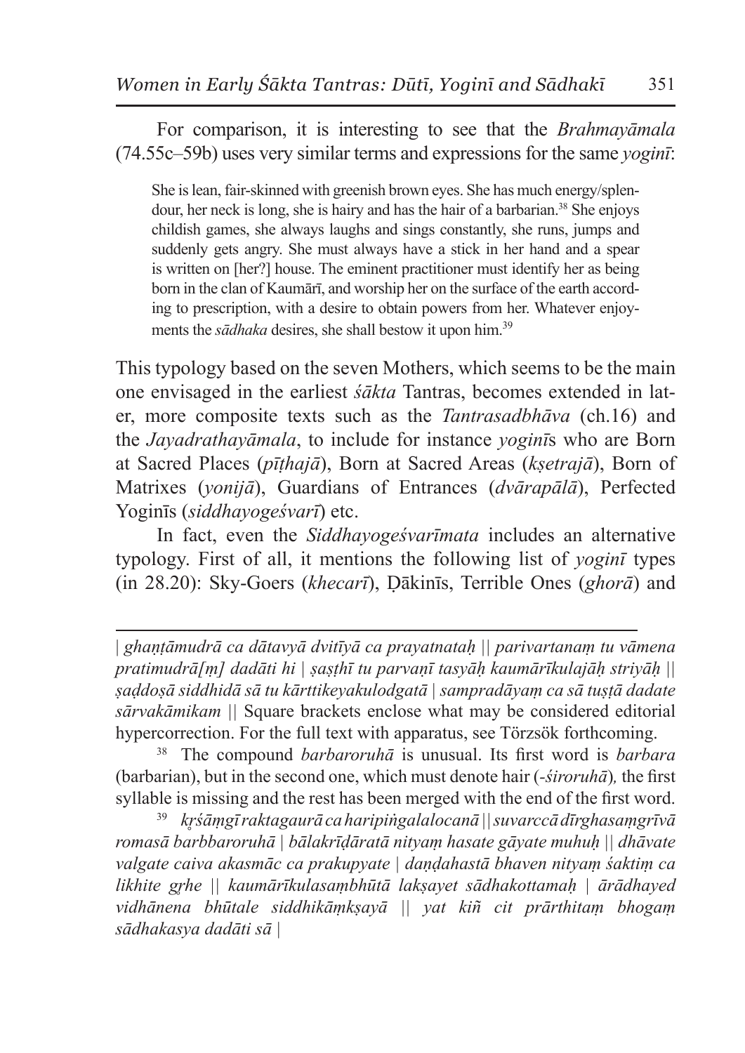For comparison, it is interesting to see that the *Brahmayāmala* (74.55c–59b) uses very similar terms and expressions for the same *yoginī*:

> She is lean, fair-skinned with greenish brown eyes. She has much energy/splendour, her neck is long, she is hairy and has the hair of a barbarian.[38] She enjoys childish games, she always laughs and sings constantly, she runs, jumps and suddenly gets angry. She must always have a stick in her hand and a spear is written on [her?] house. The eminent practitioner must identify her as being born in the clan of Kaumārī, and worship her on the surface of the earth according to prescription, with a desire to obtain powers from her. Whatever enjoyments the *sādhaka* desires, she shall bestow it upon him.[39]

This typology based on the seven Mothers, which seems to be the main one envisaged in the earliest *śākta* Tantras, becomes extended in later, more composite texts such as the *Tantrasadbhāva* (ch.16) and the *Jayadrathayāmala*, to include for instance *yoginī*s who are Born at Sacred Places (*pīṭhajā*), Born at Sacred Areas (*kṣetrajā*), Born of Matrixes (*yonijā*), Guardians of Entrances (*dvārapālā*), Perfected Yoginīs (*siddhayogeśvarī*) etc.

In fact, even the *Siddhayogeśvarīmata* includes an alternative typology. First of all, it mentions the following list of *yoginī* types (in 28.20): Sky-Goers (*khecarī*), Ḍākinīs, Terrible Ones (*ghorā*) and

---

| *ghaṇṭāmudrā ca dātavyā dvitīyā ca prayatnataḥ* || *parivartanaṃ tu vāmena pratimudrā[ṃ] dadāti hi* | *ṣaṣṭhī tu parvaṇī tasyāḥ kaumārīkulajāḥ striyāḥ* || *ṣaḍdoṣā siddhidā sā tu kārttikeyakulodgatā* | *sampradāyaṃ ca sā tuṣṭā dadate sārvakāmikam* || Square brackets enclose what may be considered editorial hypercorrection. For the full text with apparatus, see Törzsök forthcoming.

[38] The compound *barbaroruhā* is unusual. Its first word is *barbara* (barbarian), but in the second one, which must denote hair (*-śiroruhā*)*,* the first syllable is missing and the rest has been merged with the end of the first word.

[39] *kṛśāṃgī raktagaurā ca haripiṅgalalocanā* || *suvarccā dīrghasaṃgrīvā romasā barbbaroruhā* | *bālakrīḍāratā nityaṃ hasate gāyate muhuḥ* || *dhāvate valgate caiva akasmāc ca prakupyate* | *daṇḍahastā bhaven nityaṃ śaktiṃ ca likhite gṛhe* || *kaumārīkulasaṃbhūtā lakṣayet sādhakottamaḥ* | *ārādhayed vidhānena bhūtale siddhikāṃkṣayā* || *yat kiñ cit prārthitaṃ bhogaṃ sādhakasya dadāti sā* |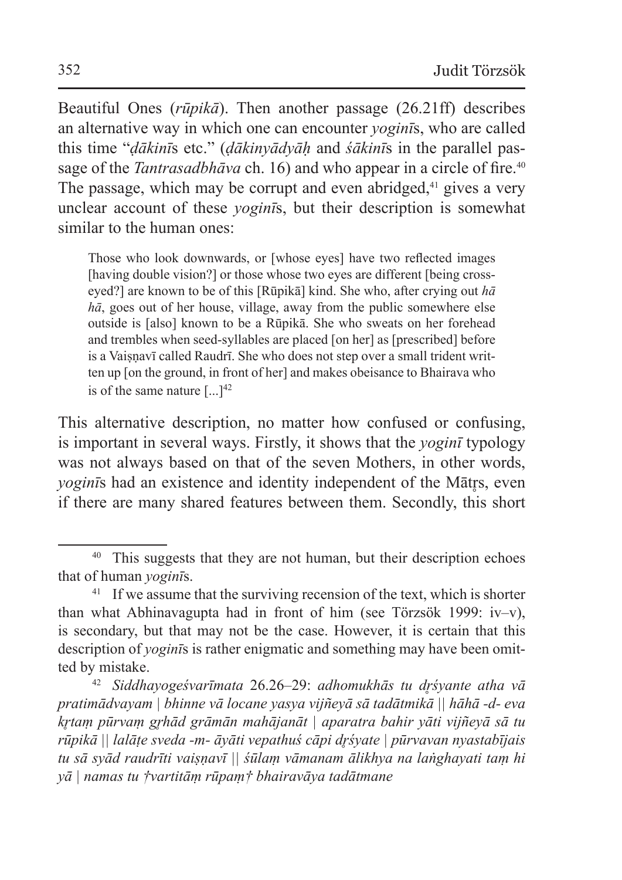Beautiful Ones (*rūpikā*). Then another passage (26.21ff) describes an alternative way in which one can encounter *yoginī*s, who are called this time "*ḍākinī*s etc." (*ḍākinyādyāḥ* and *śākinī*s in the parallel passage of the *Tantrasadbhāva* ch. 16) and who appear in a circle of fire.[40] The passage, which may be corrupt and even abridged,[41] gives a very unclear account of these *yoginī*s, but their description is somewhat similar to the human ones:

> Those who look downwards, or [whose eyes] have two reflected images [having double vision?] or those whose two eyes are different [being cross-eyed?] are known to be of this [Rūpikā] kind. She who, after crying out *hā hā*, goes out of her house, village, away from the public somewhere else outside is [also] known to be a Rūpikā. She who sweats on her forehead and trembles when seed-syllables are placed [on her] as [prescribed] before is a Vaiṣṇavī called Raudrī. She who does not step over a small trident written up [on the ground, in front of her] and makes obeisance to Bhairava who is of the same nature [...][42]

This alternative description, no matter how confused or confusing, is important in several ways. Firstly, it shows that the *yoginī* typology was not always based on that of the seven Mothers, in other words, *yoginī*s had an existence and identity independent of the Mātṛs, even if there are many shared features between them. Secondly, this short

---

[40] This suggests that they are not human, but their description echoes that of human *yoginī*s.

[41] If we assume that the surviving recension of the text, which is shorter than what Abhinavagupta had in front of him (see Törzsök 1999: iv–v), is secondary, but that may not be the case. However, it is certain that this description of *yoginī*s is rather enigmatic and something may have been omitted by mistake.

[42] *Siddhayogeśvarīmata* 26.26–29: *adhomukhās tu dṛśyante atha vā pratimādvayam | bhinne vā locane yasya vijñeyā sā tadātmikā || hāhā -d- eva kṛtaṃ pūrvaṃ gṛhād grāmān mahājanāt | aparatra bahir yāti vijñeyā sā tu rūpikā || lalāṭe sveda -m- āyāti vepathuś cāpi dṛśyate | pūrvavan nyastabījais tu sā syād raudrīti vaiṣṇavī || śūlaṃ vāmanam ālikhya na laṅghayati taṃ hi yā | namas tu †vartitāṃ rūpaṃ† bhairavāya tadātmane*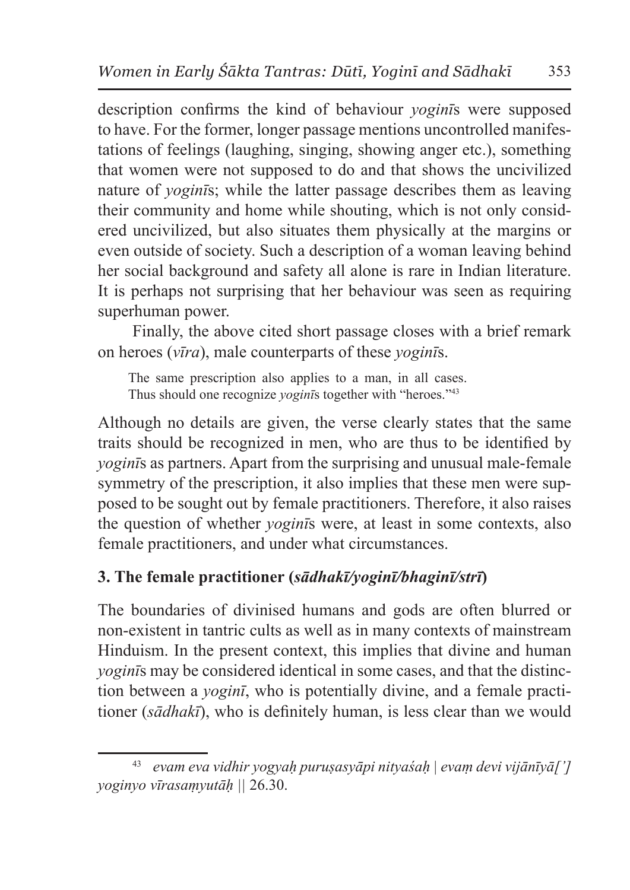description confirms the kind of behaviour *yoginī*s were supposed to have. For the former, longer passage mentions uncontrolled manifestations of feelings (laughing, singing, showing anger etc.), something that women were not supposed to do and that shows the uncivilized nature of *yoginī*s; while the latter passage describes them as leaving their community and home while shouting, which is not only considered uncivilized, but also situates them physically at the margins or even outside of society. Such a description of a woman leaving behind her social background and safety all alone is rare in Indian literature. It is perhaps not surprising that her behaviour was seen as requiring superhuman power.

Finally, the above cited short passage closes with a brief remark on heroes (*vīra*), male counterparts of these *yoginī*s.

> The same prescription also applies to a man, in all cases.
> Thus should one recognize *yoginī*s together with "heroes."[43]

Although no details are given, the verse clearly states that the same traits should be recognized in men, who are thus to be identified by *yoginī*s as partners. Apart from the surprising and unusual male-female symmetry of the prescription, it also implies that these men were supposed to be sought out by female practitioners. Therefore, it also raises the question of whether *yoginī*s were, at least in some contexts, also female practitioners, and under what circumstances.

## 3. The female practitioner (*sādhakī/yoginī/bhaginī/strī*)

The boundaries of divinised humans and gods are often blurred or non-existent in tantric cults as well as in many contexts of mainstream Hinduism. In the present context, this implies that divine and human *yoginī*s may be considered identical in some cases, and that the distinction between a *yoginī*, who is potentially divine, and a female practitioner (*sādhakī*), who is definitely human, is less clear than we would

---

[43] *evam eva vidhir yogyaḥ puruṣasyāpi nityaśaḥ | evaṃ devi vijānīyā[’] yoginyo vīrasaṃyutāḥ ||* 26.30.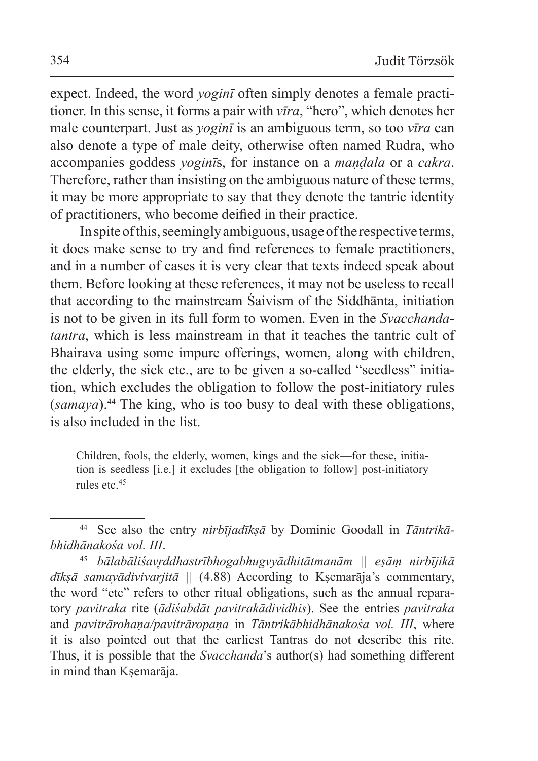expect. Indeed, the word *yoginī* often simply denotes a female practitioner. In this sense, it forms a pair with *vīra*, "hero", which denotes her male counterpart. Just as *yoginī* is an ambiguous term, so too *vīra* can also denote a type of male deity, otherwise often named Rudra, who accompanies goddess *yoginī*s, for instance on a *maṇḍala* or a *cakra*. Therefore, rather than insisting on the ambiguous nature of these terms, it may be more appropriate to say that they denote the tantric identity of practitioners, who become deified in their practice.

In spite of this, seemingly ambiguous, usage of the respective terms, it does make sense to try and find references to female practitioners, and in a number of cases it is very clear that texts indeed speak about them. Before looking at these references, it may not be useless to recall that according to the mainstream Śaivism of the Siddhānta, initiation is not to be given in its full form to women. Even in the *Svacchandatantra*, which is less mainstream in that it teaches the tantric cult of Bhairava using some impure offerings, women, along with children, the elderly, the sick etc., are to be given a so-called "seedless" initiation, which excludes the obligation to follow the post-initiatory rules (*samaya*).[44] The king, who is too busy to deal with these obligations, is also included in the list.

> Children, fools, the elderly, women, kings and the sick—for these, initiation is seedless [i.e.] it excludes [the obligation to follow] post-initiatory rules etc.[45]

---

[44] See also the entry *nirbījadīkṣā* by Dominic Goodall in *Tāntrikābhidhānakośa vol. III*.

[45] *bālabāliśavṛddhastrībhogabhugvyādhitātmanām || eṣāṃ nirbījikā dīkṣā samayādivivarjitā ||* (4.88) According to Kṣemarāja's commentary, the word "etc" refers to other ritual obligations, such as the annual reparatory *pavitraka* rite (*ādiśabdāt pavitrakādividhis*). See the entries *pavitraka* and *pavitrārohaṇa/pavitrāropaṇa* in *Tāntrikābhidhānakośa vol. III*, where it is also pointed out that the earliest Tantras do not describe this rite. Thus, it is possible that the *Svacchanda*'s author(s) had something different in mind than Kṣemarāja.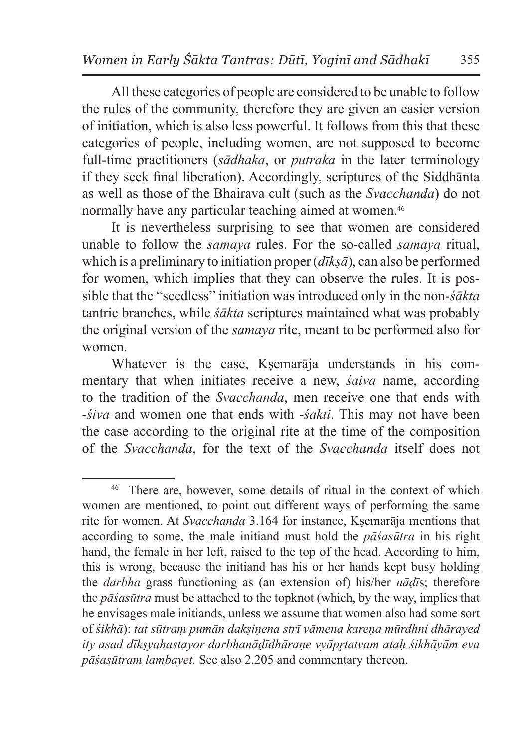All these categories of people are considered to be unable to follow the rules of the community, therefore they are given an easier version of initiation, which is also less powerful. It follows from this that these categories of people, including women, are not supposed to become full-time practitioners (*sādhaka*, or *putraka* in the later terminology if they seek final liberation). Accordingly, scriptures of the Siddhānta as well as those of the Bhairava cult (such as the *Svacchanda*) do not normally have any particular teaching aimed at women.[46]

It is nevertheless surprising to see that women are considered unable to follow the *samaya* rules. For the so-called *samaya* ritual, which is a preliminary to initiation proper (*dīkṣā*), can also be performed for women, which implies that they can observe the rules. It is possible that the "seedless" initiation was introduced only in the non-*śākta* tantric branches, while *śākta* scriptures maintained what was probably the original version of the *samaya* rite, meant to be performed also for women.

Whatever is the case, Kṣemarāja understands in his commentary that when initiates receive a new, *śaiva* name, according to the tradition of the *Svacchanda*, men receive one that ends with *-śiva* and women one that ends with *-śakti*. This may not have been the case according to the original rite at the time of the composition of the *Svacchanda*, for the text of the *Svacchanda* itself does not

---

[46] There are, however, some details of ritual in the context of which women are mentioned, to point out different ways of performing the same rite for women. At *Svacchanda* 3.164 for instance, Kṣemarāja mentions that according to some, the male initiand must hold the *pāśasūtra* in his right hand, the female in her left, raised to the top of the head. According to him, this is wrong, because the initiand has his or her hands kept busy holding the *darbha* grass functioning as (an extension of) his/her *nāḍī*s; therefore the *pāśasūtra* must be attached to the topknot (which, by the way, implies that he envisages male initiands, unless we assume that women also had some sort of *śikhā*): *tat sūtraṃ pumān dakṣiṇena strī vāmena kareṇa mūrdhni dhārayed ity asad dīkṣyahastayor darbhanāḍīdhāraṇe vyāpṛtatvam ataḥ śikhāyām eva pāśasūtram lambayet.* See also 2.205 and commentary thereon.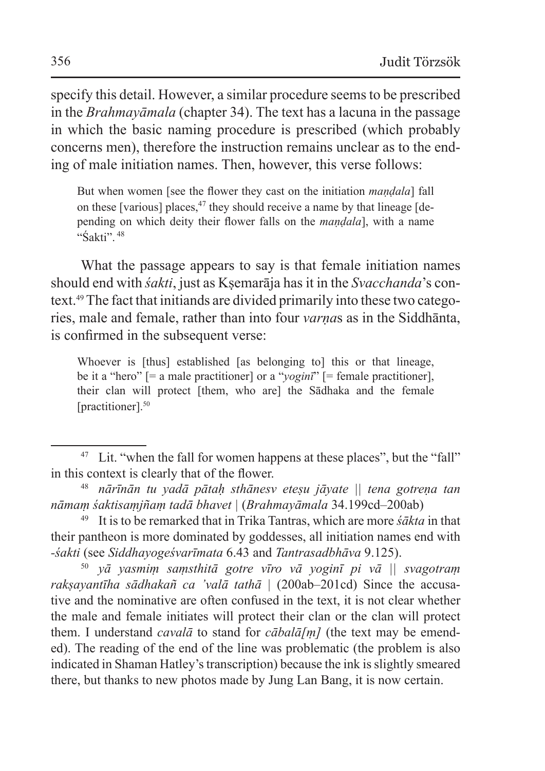specify this detail. However, a similar procedure seems to be prescribed in the *Brahmayāmala* (chapter 34). The text has a lacuna in the passage in which the basic naming procedure is prescribed (which probably concerns men), therefore the instruction remains unclear as to the ending of male initiation names. Then, however, this verse follows:

> But when women [see the flower they cast on the initiation *maṇḍala*] fall on these [various] places,[47] they should receive a name by that lineage [depending on which deity their flower falls on the *maṇḍala*], with a name "Śakti".[48]

What the passage appears to say is that female initiation names should end with *śakti*, just as Kṣemarāja has it in the *Svacchanda*'s context.[49] The fact that initiands are divided primarily into these two categories, male and female, rather than into four *varṇa*s as in the Siddhānta, is confirmed in the subsequent verse:

> Whoever is [thus] established [as belonging to] this or that lineage, be it a "hero" [= a male practitioner] or a "*yoginī*" [= female practitioner], their clan will protect [them, who are] the Sādhaka and the female [practitioner].[50]

---

[47] Lit. "when the fall for women happens at these places", but the "fall" in this context is clearly that of the flower.

[48] *nārīnān tu yadā pātaḥ sthānesv eteṣu jāyate || tena gotreṇa tan nāmaṃ śaktisaṃjñaṃ tadā bhavet* | (*Brahmayāmala* 34.199cd–200ab)

[49] It is to be remarked that in Trika Tantras, which are more *śākta* in that their pantheon is more dominated by goddesses, all initiation names end with -*śakti* (see *Siddhayogeśvarīmata* 6.43 and *Tantrasadbhāva* 9.125).

[50] *yā yasmiṃ saṃsthitā gotre vīro vā yoginī pi vā || svagotraṃ rakṣayantīha sādhakañ ca 'valā tathā* | (200ab–201cd) Since the accusative and the nominative are often confused in the text, it is not clear whether the male and female initiates will protect their clan or the clan will protect them. I understand *cavalā* to stand for *cābalā[ṃ]* (the text may be emended). The reading of the end of the line was problematic (the problem is also indicated in Shaman Hatley's transcription) because the ink is slightly smeared there, but thanks to new photos made by Jung Lan Bang, it is now certain.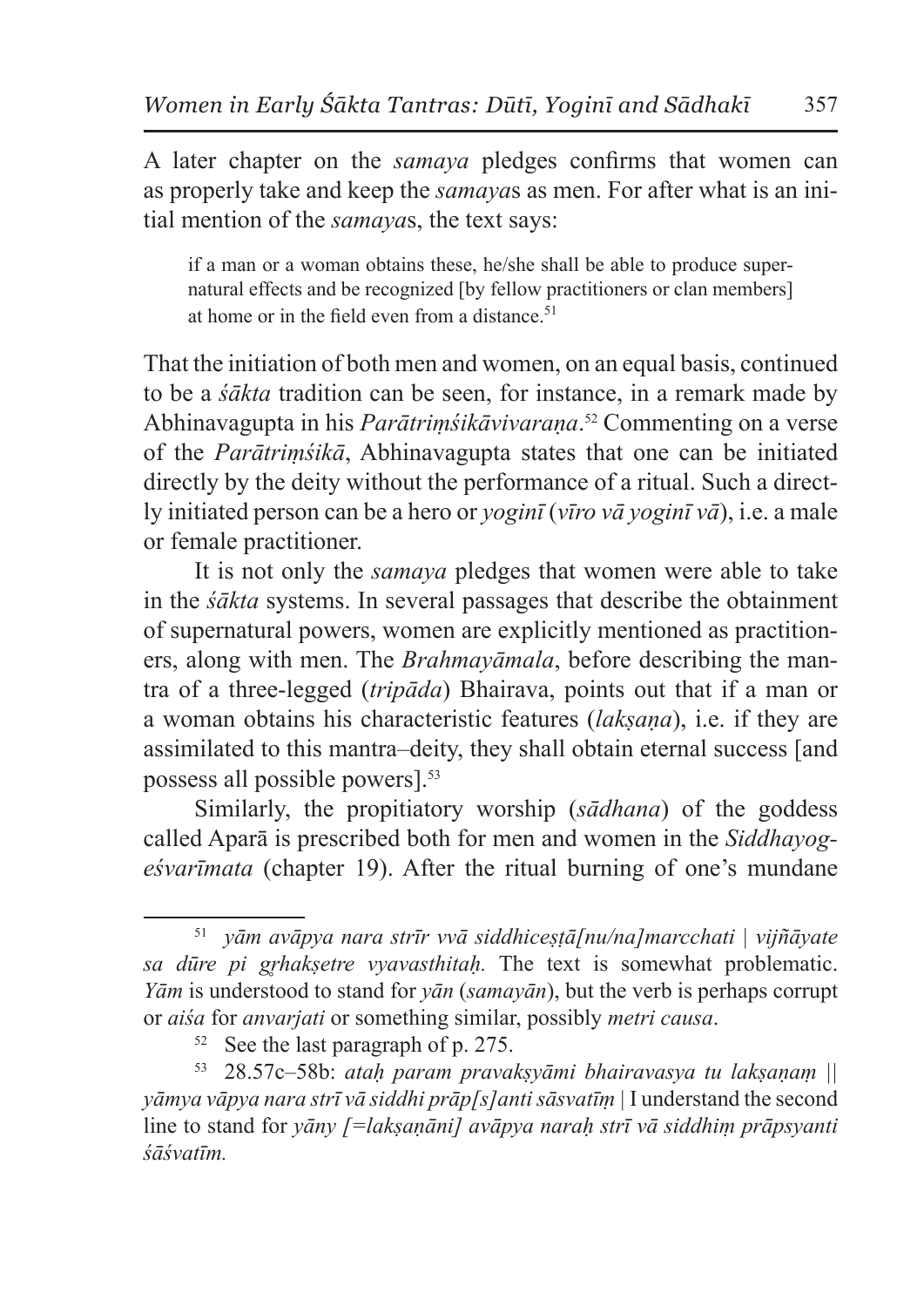A later chapter on the *samaya* pledges confirms that women can as properly take and keep the *samaya*s as men. For after what is an initial mention of the *samaya*s, the text says:

> if a man or a woman obtains these, he/she shall be able to produce supernatural effects and be recognized [by fellow practitioners or clan members] at home or in the field even from a distance.[51]

That the initiation of both men and women, on an equal basis, continued to be a *śākta* tradition can be seen, for instance, in a remark made by Abhinavagupta in his *Parātriṃśikāvivaraṇa*.[52] Commenting on a verse of the *Parātriṃśikā*, Abhinavagupta states that one can be initiated directly by the deity without the performance of a ritual. Such a directly initiated person can be a hero or *yoginī* (*vīro vā yoginī vā*), i.e. a male or female practitioner.

It is not only the *samaya* pledges that women were able to take in the *śākta* systems. In several passages that describe the obtainment of supernatural powers, women are explicitly mentioned as practitioners, along with men. The *Brahmayāmala*, before describing the mantra of a three-legged (*tripāda*) Bhairava, points out that if a man or a woman obtains his characteristic features (*lakṣaṇa*), i.e. if they are assimilated to this mantra–deity, they shall obtain eternal success [and possess all possible powers].[53]

Similarly, the propitiatory worship (*sādhana*) of the goddess called Aparā is prescribed both for men and women in the *Siddhayogeśvarīmata* (chapter 19). After the ritual burning of one's mundane

---

[51] *yām avāpya nara strīr vvā siddhiceṣṭā[nu/na]marcchati | vijñāyate sa dūre pi gṛhakṣetre vyavasthitaḥ.* The text is somewhat problematic. *Yām* is understood to stand for *yān* (*samayān*), but the verb is perhaps corrupt or *aiśa* for *anvarjati* or something similar, possibly *metri causa*.

[52] See the last paragraph of p. 275.

[53] 28.57c–58b: *ataḥ param pravakṣyāmi bhairavasya tu lakṣaṇaṃ || yāmya vāpya nara strī vā siddhi prāp[s]anti sāsvatīṃ* | I understand the second line to stand for *yāny [=lakṣaṇāni] avāpya naraḥ strī vā siddhiṃ prāpsyanti śāśvatīm.*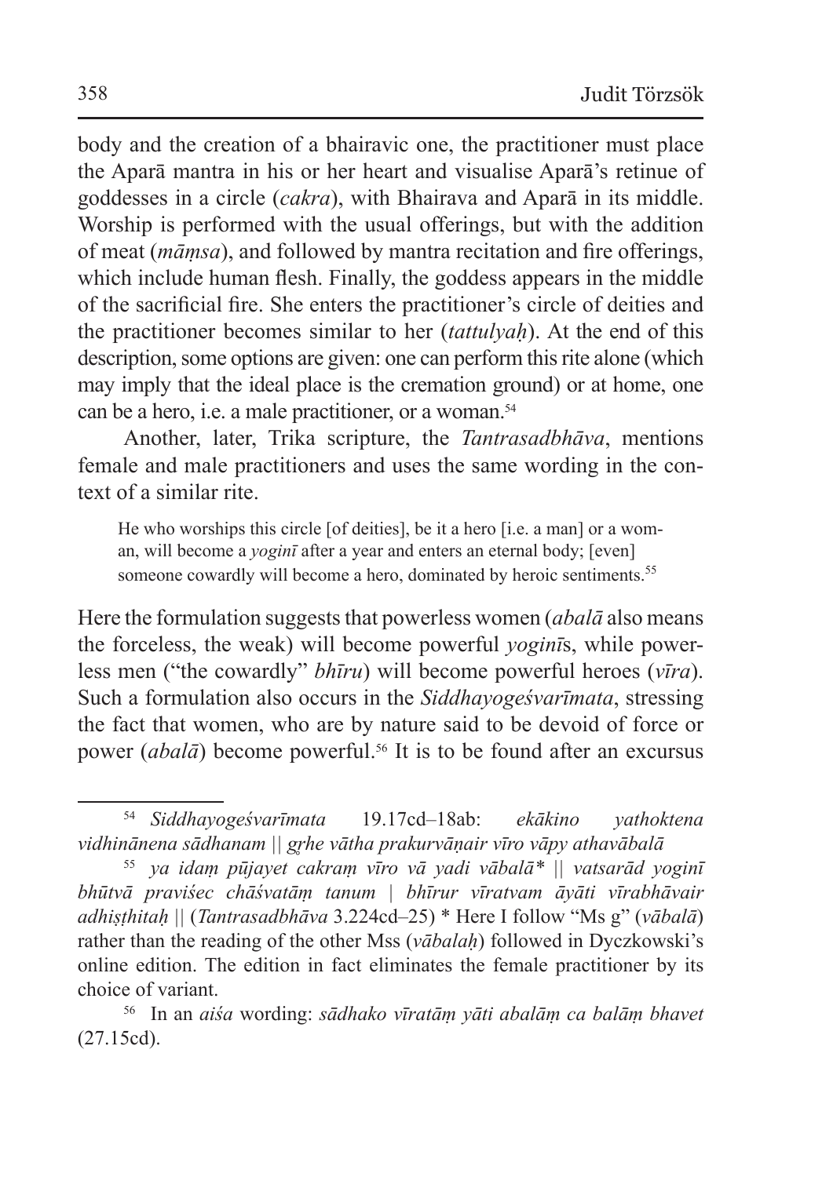body and the creation of a bhairavic one, the practitioner must place the Aparā mantra in his or her heart and visualise Aparā's retinue of goddesses in a circle (*cakra*), with Bhairava and Aparā in its middle. Worship is performed with the usual offerings, but with the addition of meat (*māṃsa*), and followed by mantra recitation and fire offerings, which include human flesh. Finally, the goddess appears in the middle of the sacrificial fire. She enters the practitioner's circle of deities and the practitioner becomes similar to her (*tattulyaḥ*). At the end of this description, some options are given: one can perform this rite alone (which may imply that the ideal place is the cremation ground) or at home, one can be a hero, i.e. a male practitioner, or a woman.[54]

Another, later, Trika scripture, the *Tantrasadbhāva*, mentions female and male practitioners and uses the same wording in the context of a similar rite.

> He who worships this circle [of deities], be it a hero [i.e. a man] or a woman, will become a *yoginī* after a year and enters an eternal body; [even] someone cowardly will become a hero, dominated by heroic sentiments.[55]

Here the formulation suggests that powerless women (*abalā* also means the forceless, the weak) will become powerful *yoginī*s, while powerless men ("the cowardly" *bhīru*) will become powerful heroes (*vīra*). Such a formulation also occurs in the *Siddhayogeśvarīmata*, stressing the fact that women, who are by nature said to be devoid of force or power (*abalā*) become powerful.[56] It is to be found after an excursus

---

[54] *Siddhayogeśvarīmata* 19.17cd–18ab: *ekākino yathoktena vidhinānena sādhanam || gṛhe vātha prakurvāṇair vīro vāpy athavābalā*

[55] *ya idaṃ pūjayet cakraṃ vīro vā yadi vābalā\* || vatsarād yoginī bhūtvā praviśec chāśvatāṃ tanum | bhīrur vīratvam āyāti vīrabhāvair adhiṣṭhitaḥ ||* (*Tantrasadbhāva* 3.224cd–25) \* Here I follow "Ms g" (*vābalā*) rather than the reading of the other Mss (*vābalaḥ*) followed in Dyczkowski's online edition. The edition in fact eliminates the female practitioner by its choice of variant.

[56] In an *aiśa* wording: *sādhako vīratāṃ yāti abalāṃ ca balāṃ bhavet* (27.15cd).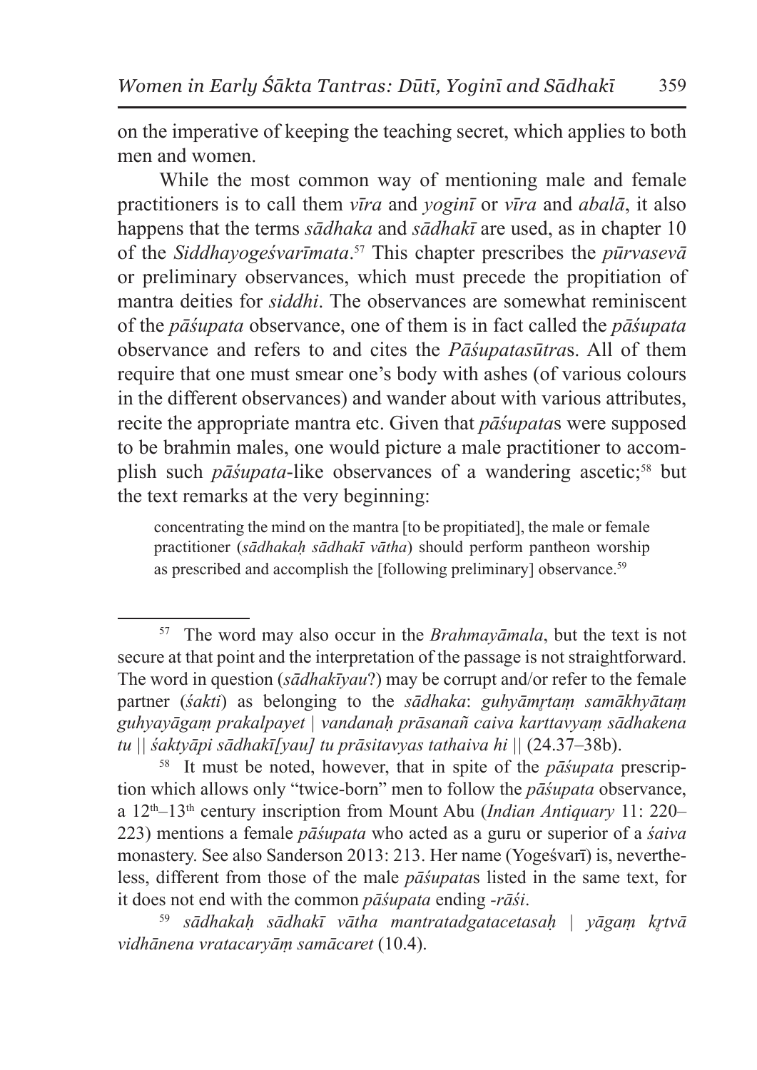on the imperative of keeping the teaching secret, which applies to both men and women.

While the most common way of mentioning male and female practitioners is to call them *vīra* and *yoginī* or *vīra* and *abalā*, it also happens that the terms *sādhaka* and *sādhakī* are used, as in chapter 10 of the *Siddhayogeśvarīmata*.[57] This chapter prescribes the *pūrvasevā* or preliminary observances, which must precede the propitiation of mantra deities for *siddhi*. The observances are somewhat reminiscent of the *pāśupata* observance, one of them is in fact called the *pāśupata* observance and refers to and cites the *Pāśupatasūtra*s. All of them require that one must smear one's body with ashes (of various colours in the different observances) and wander about with various attributes, recite the appropriate mantra etc. Given that *pāśupata*s were supposed to be brahmin males, one would picture a male practitioner to accomplish such *pāśupata*-like observances of a wandering ascetic;[58] but the text remarks at the very beginning:

> concentrating the mind on the mantra [to be propitiated], the male or female practitioner (*sādhakaḥ sādhakī vātha*) should perform pantheon worship as prescribed and accomplish the [following preliminary] observance.[59]

---

[57] The word may also occur in the *Brahmayāmala*, but the text is not secure at that point and the interpretation of the passage is not straightforward. The word in question (*sādhakīyau*?) may be corrupt and/or refer to the female partner (*śakti*) as belonging to the *sādhaka*: *guhyāmṛtaṃ samākhyātaṃ guhyayāgaṃ prakalpayet | vandanaḥ prāsanañ caiva karttavyaṃ sādhakena tu || śaktyāpi sādhakī[yau] tu prāsitavyas tathaiva hi ||* (24.37–38b).

[58] It must be noted, however, that in spite of the *pāśupata* prescription which allows only "twice-born" men to follow the *pāśupata* observance, a 12th–13th century inscription from Mount Abu (*Indian Antiquary* 11: 220–223) mentions a female *pāśupata* who acted as a guru or superior of a *śaiva* monastery. See also Sanderson 2013: 213. Her name (Yogeśvarī) is, nevertheless, different from those of the male *pāśupata*s listed in the same text, for it does not end with the common *pāśupata* ending *-rāśi*.

[59] *sādhakaḥ sādhakī vātha mantratadgatacetasaḥ | yāgaṃ kṛtvā vidhānena vratacaryāṃ samācaret* (10.4).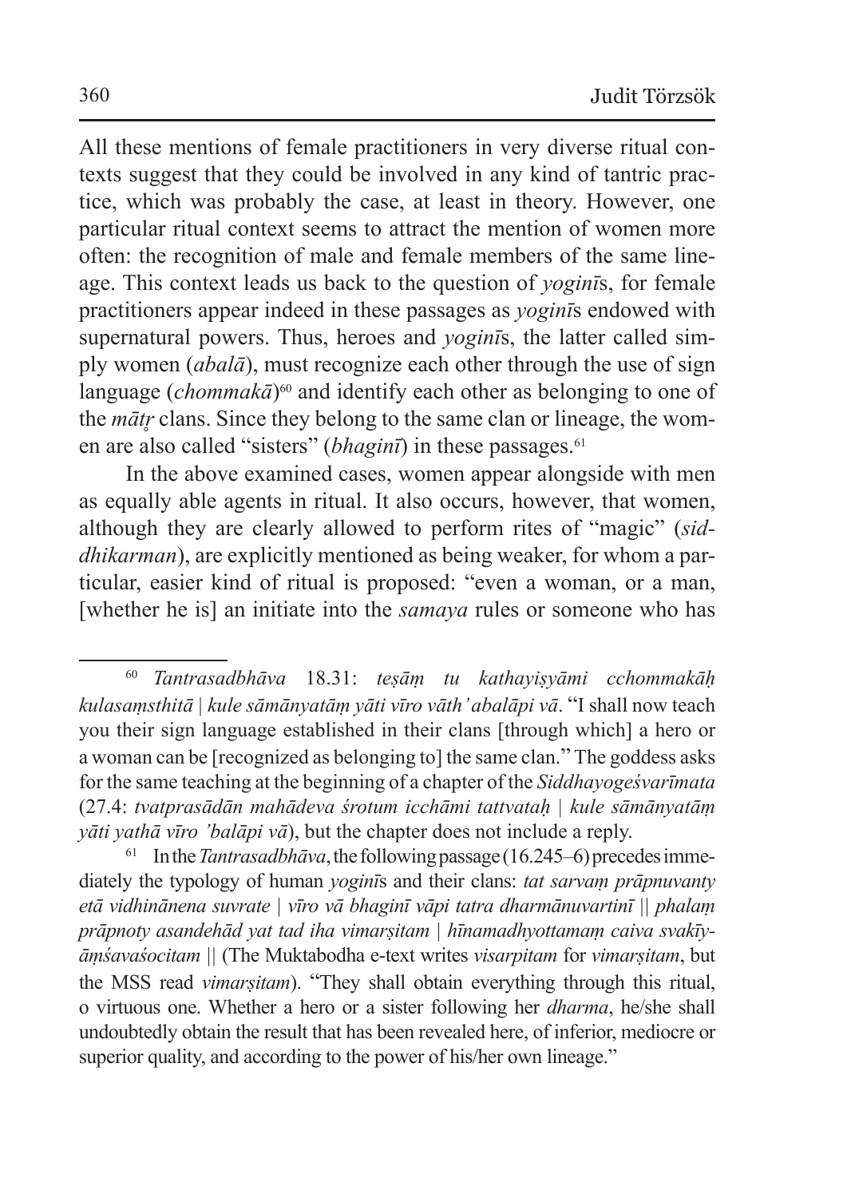All these mentions of female practitioners in very diverse ritual contexts suggest that they could be involved in any kind of tantric practice, which was probably the case, at least in theory. However, one particular ritual context seems to attract the mention of women more often: the recognition of male and female members of the same lineage. This context leads us back to the question of *yoginī*s, for female practitioners appear indeed in these passages as *yoginī*s endowed with supernatural powers. Thus, heroes and *yoginī*s, the latter called simply women (*abalā*), must recognize each other through the use of sign language (*chommakā*)[60] and identify each other as belonging to one of the *mātṛ* clans. Since they belong to the same clan or lineage, the women are also called "sisters" (*bhaginī*) in these passages.[61]

In the above examined cases, women appear alongside with men as equally able agents in ritual. It also occurs, however, that women, although they are clearly allowed to perform rites of "magic" (*siddhikarman*), are explicitly mentioned as being weaker, for whom a particular, easier kind of ritual is proposed: "even a woman, or a man, [whether he is] an initiate into the *samaya* rules or someone who has

---

[60] *Tantrasadbhāva* 18.31: *teṣāṃ tu kathayiṣyāmi cchommakāḥ kulasaṃsthitā | kule sāmānyatāṃ yāti vīro vāth'abalāpi vā*. "I shall now teach you their sign language established in their clans [through which] a hero or a woman can be [recognized as belonging to] the same clan." The goddess asks for the same teaching at the beginning of a chapter of the *Siddhayogeśvarīmata* (27.4: *tvatprasādān mahādeva śrotum icchāmi tattvataḥ | kule sāmānyatāṃ yāti yathā vīro 'balāpi vā*), but the chapter does not include a reply.

[61] In the *Tantrasadbhāva*, the following passage (16.245–6) precedes immediately the typology of human *yoginī*s and their clans: *tat sarvaṃ prāpnuvanty etā vidhinānena suvrate | vīro vā bhaginī vāpi tatra dharmānuvartinī || phalaṃ prāpnoty asandehād yat tad iha vimarṣitam | hīnamadhyottamaṃ caiva svakīyāṃśavaśocitam ||* (The Muktabodha e-text writes *visarpitam* for *vimarṣitam*, but the MSS read *vimarṣitam*). "They shall obtain everything through this ritual, o virtuous one. Whether a hero or a sister following her *dharma*, he/she shall undoubtedly obtain the result that has been revealed here, of inferior, mediocre or superior quality, and according to the power of his/her own lineage."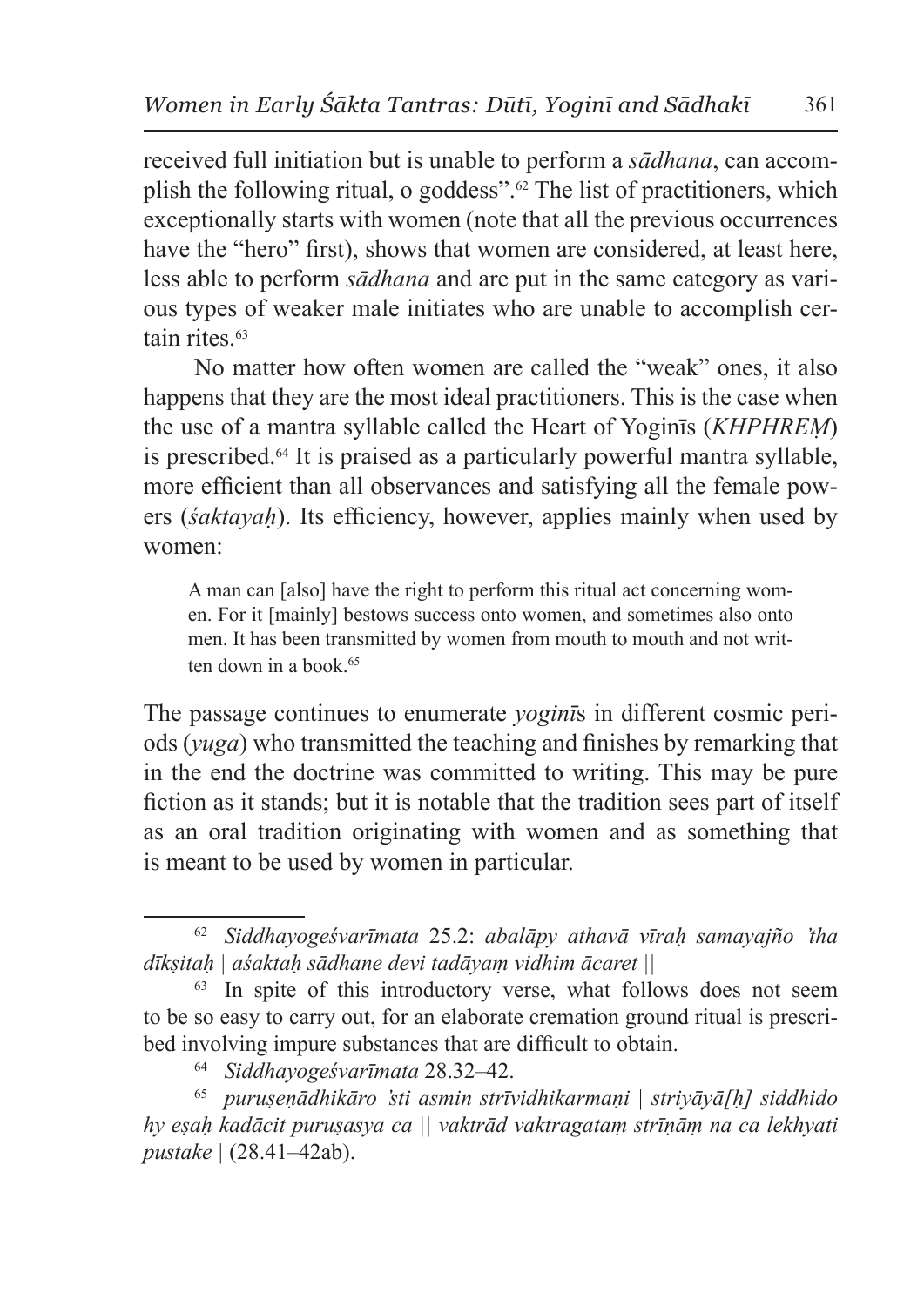received full initiation but is unable to perform a *sādhana*, can accomplish the following ritual, o goddess".[62] The list of practitioners, which exceptionally starts with women (note that all the previous occurrences have the "hero" first), shows that women are considered, at least here, less able to perform *sādhana* and are put in the same category as various types of weaker male initiates who are unable to accomplish certain rites.[63]

No matter how often women are called the "weak" ones, it also happens that they are the most ideal practitioners. This is the case when the use of a mantra syllable called the Heart of Yoginīs (*KHPHREṂ*) is prescribed.[64] It is praised as a particularly powerful mantra syllable, more efficient than all observances and satisfying all the female powers (*śaktayaḥ*). Its efficiency, however, applies mainly when used by women:

> A man can [also] have the right to perform this ritual act concerning women. For it [mainly] bestows success onto women, and sometimes also onto men. It has been transmitted by women from mouth to mouth and not written down in a book.[65]

The passage continues to enumerate *yoginī*s in different cosmic periods (*yuga*) who transmitted the teaching and finishes by remarking that in the end the doctrine was committed to writing. This may be pure fiction as it stands; but it is notable that the tradition sees part of itself as an oral tradition originating with women and as something that is meant to be used by women in particular.

---

[62] *Siddhayogeśvarīmata* 25.2: *abalāpy athavā vīraḥ samayajño 'tha dīkṣitaḥ | aśaktaḥ sādhane devi tadāyaṃ vidhim ācaret ||*

[63] In spite of this introductory verse, what follows does not seem to be so easy to carry out, for an elaborate cremation ground ritual is prescribed involving impure substances that are difficult to obtain.

[64] *Siddhayogeśvarīmata* 28.32–42.

[65] *puruṣeṇādhikāro 'sti asmin strīvidhikarmaṇi | striyāyā[ḥ] siddhido hy eṣaḥ kadācit puruṣasya ca || vaktrād vaktragataṃ strīṇāṃ na ca lekhyati pustake |* (28.41–42ab).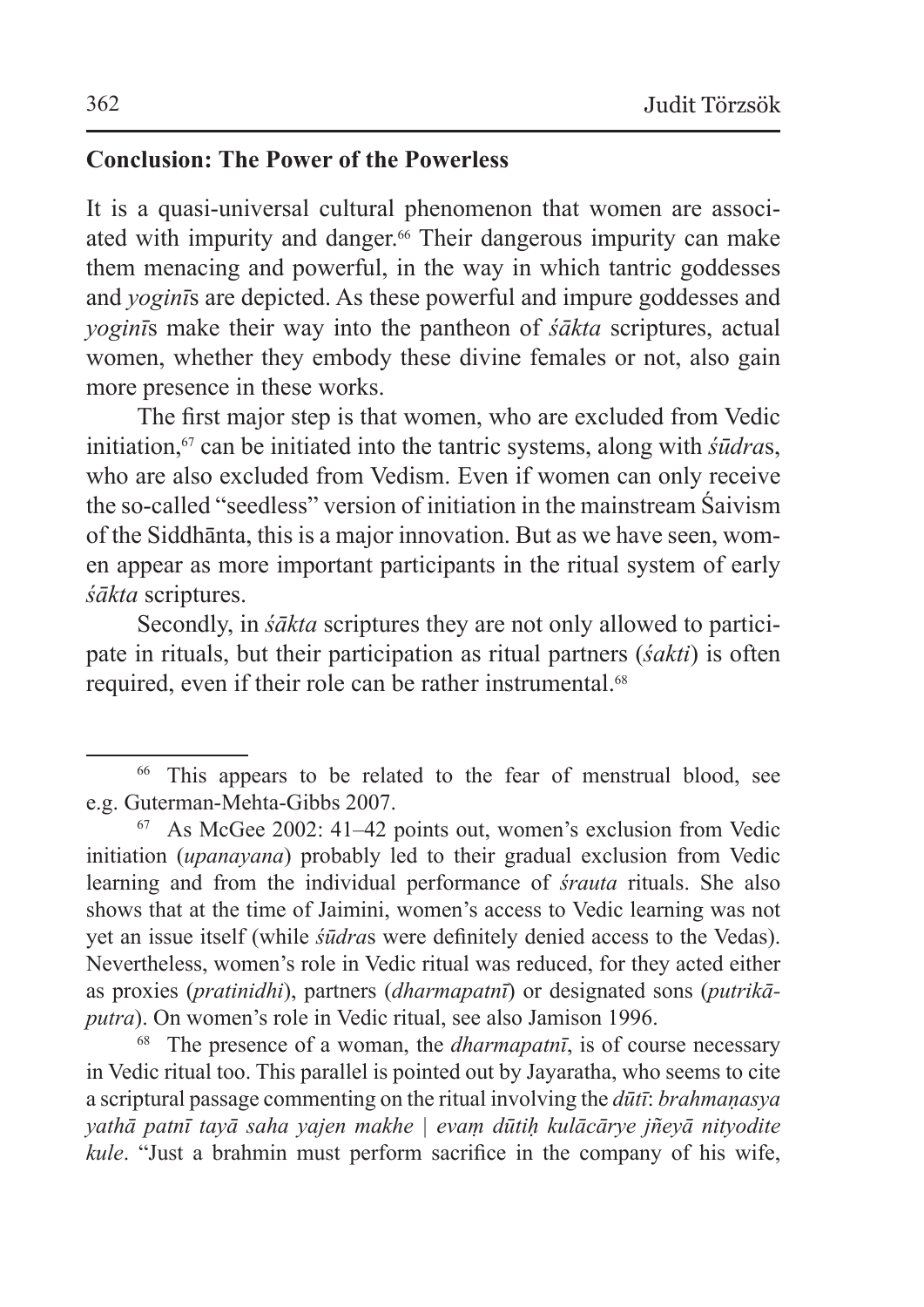## Conclusion: The Power of the Powerless

It is a quasi-universal cultural phenomenon that women are associated with impurity and danger.[66] Their dangerous impurity can make them menacing and powerful, in the way in which tantric goddesses and *yoginī*s are depicted. As these powerful and impure goddesses and *yoginī*s make their way into the pantheon of *śākta* scriptures, actual women, whether they embody these divine females or not, also gain more presence in these works.

The first major step is that women, who are excluded from Vedic initiation,[67] can be initiated into the tantric systems, along with *śūdra*s, who are also excluded from Vedism. Even if women can only receive the so-called "seedless" version of initiation in the mainstream Śaivism of the Siddhānta, this is a major innovation. But as we have seen, women appear as more important participants in the ritual system of early *śākta* scriptures.

Secondly, in *śākta* scriptures they are not only allowed to participate in rituals, but their participation as ritual partners (*śakti*) is often required, even if their role can be rather instrumental.[68]

---

[66] This appears to be related to the fear of menstrual blood, see e.g. Guterman-Mehta-Gibbs 2007.

[67] As McGee 2002: 41–42 points out, women's exclusion from Vedic initiation (*upanayana*) probably led to their gradual exclusion from Vedic learning and from the individual performance of *śrauta* rituals. She also shows that at the time of Jaimini, women's access to Vedic learning was not yet an issue itself (while *śūdra*s were definitely denied access to the Vedas). Nevertheless, women's role in Vedic ritual was reduced, for they acted either as proxies (*pratinidhi*), partners (*dharmapatnī*) or designated sons (*putrikāputra*). On women's role in Vedic ritual, see also Jamison 1996.

[68] The presence of a woman, the *dharmapatnī*, is of course necessary in Vedic ritual too. This parallel is pointed out by Jayaratha, who seems to cite a scriptural passage commenting on the ritual involving the *dūtī*: *brahmaṇasya yathā patnī tayā saha yajen makhe | evaṃ dūtiḥ kulācārye jñeyā nityodite kule*. "Just a brahmin must perform sacrifice in the company of his wife,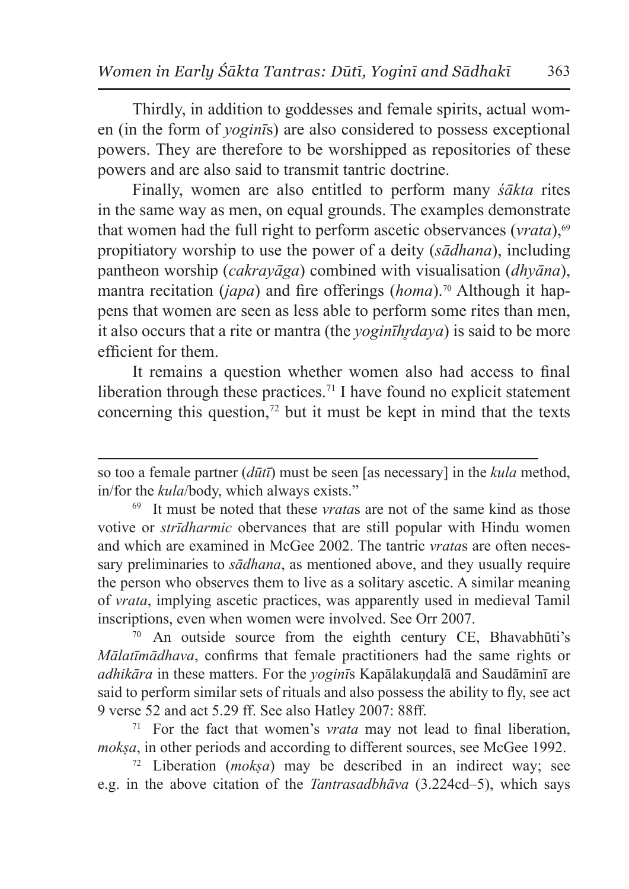Thirdly, in addition to goddesses and female spirits, actual women (in the form of *yoginī*s) are also considered to possess exceptional powers. They are therefore to be worshipped as repositories of these powers and are also said to transmit tantric doctrine.

Finally, women are also entitled to perform many *śākta* rites in the same way as men, on equal grounds. The examples demonstrate that women had the full right to perform ascetic observances (*vrata*),[69] propitiatory worship to use the power of a deity (*sādhana*), including pantheon worship (*cakrayāga*) combined with visualisation (*dhyāna*), mantra recitation (*japa*) and fire offerings (*homa*).[70] Although it happens that women are seen as less able to perform some rites than men, it also occurs that a rite or mantra (the *yoginīhṛdaya*) is said to be more efficient for them.

It remains a question whether women also had access to final liberation through these practices.[71] I have found no explicit statement concerning this question,[72] but it must be kept in mind that the texts

---

so too a female partner (*dūtī*) must be seen [as necessary] in the *kula* method, in/for the *kula*/body, which always exists."

[69] It must be noted that these *vrata*s are not of the same kind as those votive or *strīdharmic* obervances that are still popular with Hindu women and which are examined in McGee 2002. The tantric *vrata*s are often necessary preliminaries to *sādhana*, as mentioned above, and they usually require the person who observes them to live as a solitary ascetic. A similar meaning of *vrata*, implying ascetic practices, was apparently used in medieval Tamil inscriptions, even when women were involved. See Orr 2007.

[70] An outside source from the eighth century CE, Bhavabhūti's *Mālatīmādhava*, confirms that female practitioners had the same rights or *adhikāra* in these matters. For the *yoginī*s Kapālakuṇḍalā and Saudāminī are said to perform similar sets of rituals and also possess the ability to fly, see act 9 verse 52 and act 5.29 ff. See also Hatley 2007: 88ff.

[71] For the fact that women's *vrata* may not lead to final liberation, *mokṣa*, in other periods and according to different sources, see McGee 1992.

[72] Liberation (*mokṣa*) may be described in an indirect way; see e.g. in the above citation of the *Tantrasadbhāva* (3.224cd–5), which says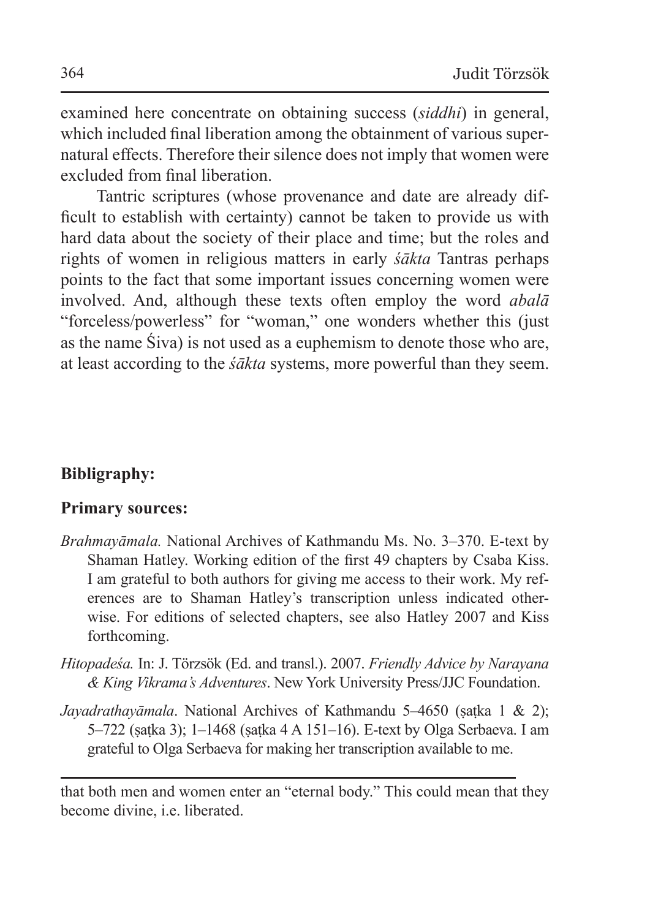examined here concentrate on obtaining success (*siddhi*) in general, which included final liberation among the obtainment of various supernatural effects. Therefore their silence does not imply that women were excluded from final liberation.

Tantric scriptures (whose provenance and date are already difficult to establish with certainty) cannot be taken to provide us with hard data about the society of their place and time; but the roles and rights of women in religious matters in early *śākta* Tantras perhaps points to the fact that some important issues concerning women were involved. And, although these texts often employ the word *abalā* "forceless/powerless" for "woman," one wonders whether this (just as the name Śiva) is not used as a euphemism to denote those who are, at least according to the *śākta* systems, more powerful than they seem.

## Bibligraphy:

### Primary sources:

*Brahmayāmala.* National Archives of Kathmandu Ms. No. 3–370. E-text by Shaman Hatley. Working edition of the first 49 chapters by Csaba Kiss. I am grateful to both authors for giving me access to their work. My references are to Shaman Hatley's transcription unless indicated otherwise. For editions of selected chapters, see also Hatley 2007 and Kiss forthcoming.

*Hitopadeśa.* In: J. Törzsök (Ed. and transl.). 2007. *Friendly Advice by Narayana & King Vikrama's Adventures*. New York University Press/JJC Foundation.

*Jayadrathayāmala*. National Archives of Kathmandu 5–4650 (ṣaṭka 1 & 2); 5–722 (ṣaṭka 3); 1–1468 (ṣaṭka 4 A 151–16). E-text by Olga Serbaeva. I am grateful to Olga Serbaeva for making her transcription available to me.

---

that both men and women enter an "eternal body." This could mean that they become divine, i.e. liberated.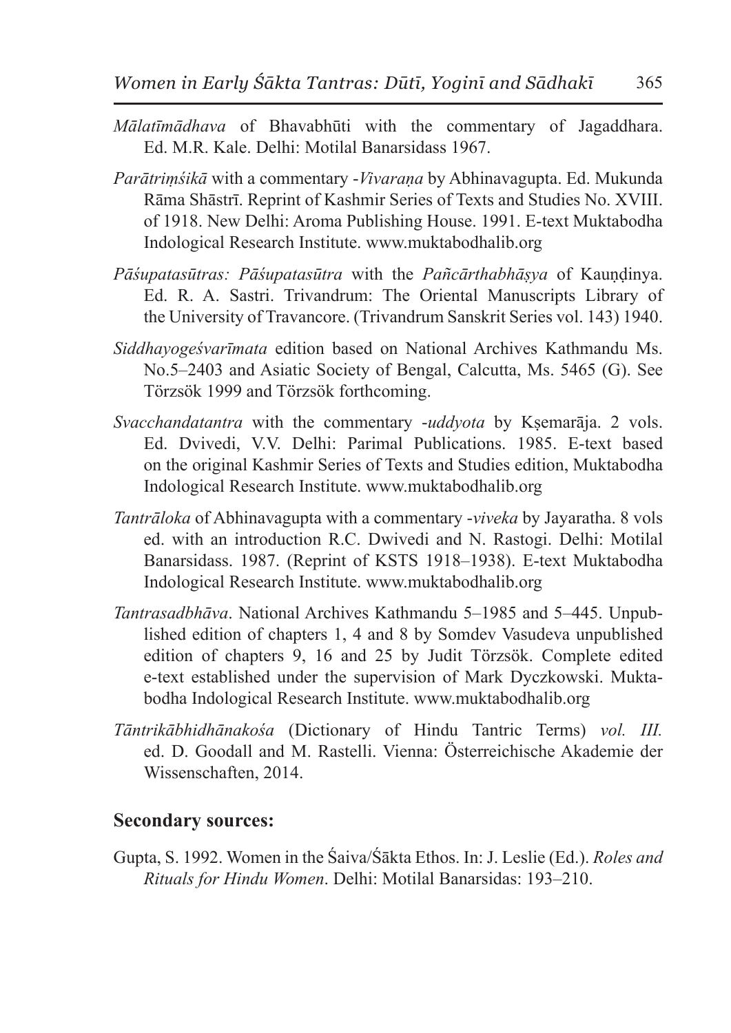*Mālatīmādhava* of Bhavabhūti with the commentary of Jagaddhara. Ed. M.R. Kale. Delhi: Motilal Banarsidass 1967.

*Parātriṃśikā* with a commentary -*Vivaraṇa* by Abhinavagupta. Ed. Mukunda Rāma Shāstrī. Reprint of Kashmir Series of Texts and Studies No. XVIII. of 1918. New Delhi: Aroma Publishing House. 1991. E-text Muktabodha Indological Research Institute. www.muktabodhalib.org

*Pāśupatasūtras: Pāśupatasūtra* with the *Pañcārthabhāṣya* of Kauṇḍinya. Ed. R. A. Sastri. Trivandrum: The Oriental Manuscripts Library of the University of Travancore. (Trivandrum Sanskrit Series vol. 143) 1940.

*Siddhayogeśvarīmata* edition based on National Archives Kathmandu Ms. No.5–2403 and Asiatic Society of Bengal, Calcutta, Ms. 5465 (G). See Törzsök 1999 and Törzsök forthcoming.

*Svacchandatantra* with the commentary -*uddyota* by Kṣemarāja. 2 vols. Ed. Dvivedi, V.V. Delhi: Parimal Publications. 1985. E-text based on the original Kashmir Series of Texts and Studies edition, Muktabodha Indological Research Institute. www.muktabodhalib.org

*Tantrāloka* of Abhinavagupta with a commentary -*viveka* by Jayaratha. 8 vols ed. with an introduction R.C. Dwivedi and N. Rastogi. Delhi: Motilal Banarsidass. 1987. (Reprint of KSTS 1918–1938). E-text Muktabodha Indological Research Institute. www.muktabodhalib.org

*Tantrasadbhāva*. National Archives Kathmandu 5–1985 and 5–445. Unpublished edition of chapters 1, 4 and 8 by Somdev Vasudeva unpublished edition of chapters 9, 16 and 25 by Judit Törzsök. Complete edited e-text established under the supervision of Mark Dyczkowski. Muktabodha Indological Research Institute. www.muktabodhalib.org

*Tāntrikābhidhānakośa* (Dictionary of Hindu Tantric Terms) *vol. III.* ed. D. Goodall and M. Rastelli. Vienna: Österreichische Akademie der Wissenschaften, 2014.

## Secondary sources:

Gupta, S. 1992. Women in the Śaiva/Śākta Ethos. In: J. Leslie (Ed.). *Roles and Rituals for Hindu Women*. Delhi: Motilal Banarsidas: 193–210.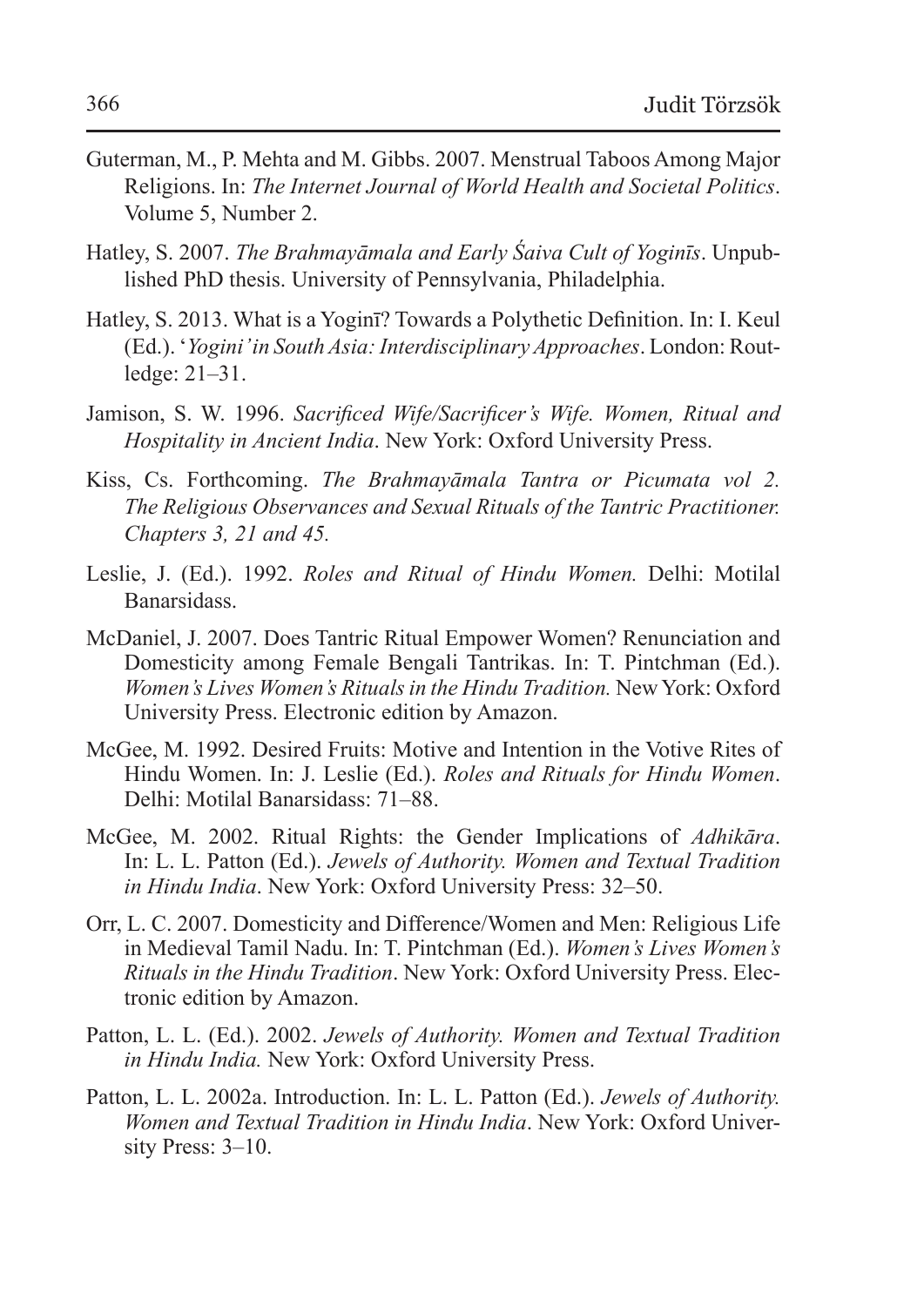Guterman, M., P. Mehta and M. Gibbs. 2007. Menstrual Taboos Among Major Religions. In: *The Internet Journal of World Health and Societal Politics*. Volume 5, Number 2.

Hatley, S. 2007. *The Brahmayāmala and Early Śaiva Cult of Yoginīs*. Unpublished PhD thesis. University of Pennsylvania, Philadelphia.

Hatley, S. 2013. What is a Yoginī? Towards a Polythetic Definition. In: I. Keul (Ed.). '*Yogini' in South Asia: Interdisciplinary Approaches*. London: Routledge: 21–31.

Jamison, S. W. 1996. *Sacrificed Wife/Sacrificer's Wife. Women, Ritual and Hospitality in Ancient India*. New York: Oxford University Press.

Kiss, Cs. Forthcoming. *The Brahmayāmala Tantra or Picumata vol 2. The Religious Observances and Sexual Rituals of the Tantric Practitioner. Chapters 3, 21 and 45.*

Leslie, J. (Ed.). 1992. *Roles and Ritual of Hindu Women.* Delhi: Motilal Banarsidass.

McDaniel, J. 2007. Does Tantric Ritual Empower Women? Renunciation and Domesticity among Female Bengali Tantrikas. In: T. Pintchman (Ed.). *Women's Lives Women's Rituals in the Hindu Tradition.* New York: Oxford University Press. Electronic edition by Amazon.

McGee, M. 1992. Desired Fruits: Motive and Intention in the Votive Rites of Hindu Women. In: J. Leslie (Ed.). *Roles and Rituals for Hindu Women*. Delhi: Motilal Banarsidass: 71–88.

McGee, M. 2002. Ritual Rights: the Gender Implications of *Adhikāra*. In: L. L. Patton (Ed.). *Jewels of Authority. Women and Textual Tradition in Hindu India*. New York: Oxford University Press: 32–50.

Orr, L. C. 2007. Domesticity and Difference/Women and Men: Religious Life in Medieval Tamil Nadu. In: T. Pintchman (Ed.). *Women's Lives Women's Rituals in the Hindu Tradition*. New York: Oxford University Press. Electronic edition by Amazon.

Patton, L. L. (Ed.). 2002. *Jewels of Authority. Women and Textual Tradition in Hindu India.* New York: Oxford University Press.

Patton, L. L. 2002a. Introduction. In: L. L. Patton (Ed.). *Jewels of Authority. Women and Textual Tradition in Hindu India*. New York: Oxford University Press: 3–10.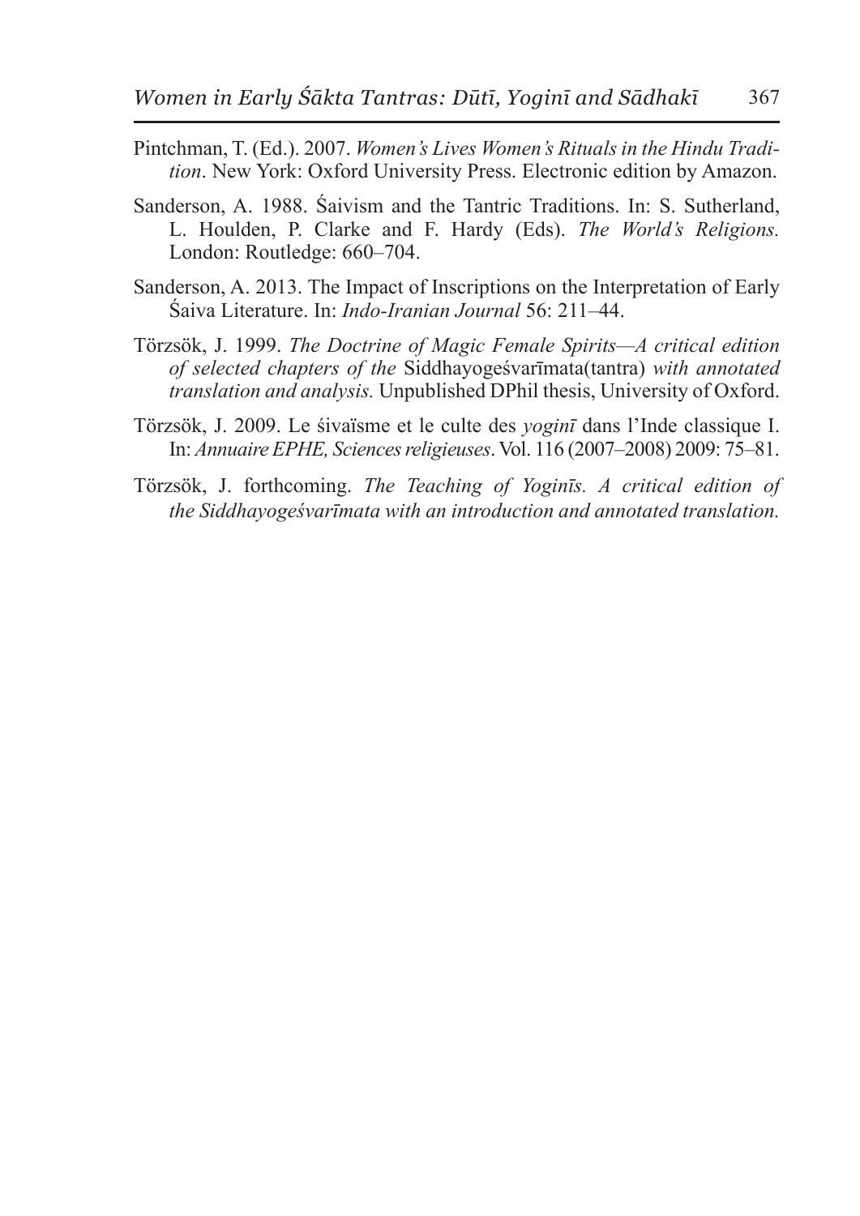Pintchman, T. (Ed.). 2007. *Women's Lives Women's Rituals in the Hindu Tradition*. New York: Oxford University Press. Electronic edition by Amazon.

Sanderson, A. 1988. Śaivism and the Tantric Traditions. In: S. Sutherland, L. Houlden, P. Clarke and F. Hardy (Eds). *The World's Religions.* London: Routledge: 660–704.

Sanderson, A. 2013. The Impact of Inscriptions on the Interpretation of Early Śaiva Literature. In: *Indo-Iranian Journal* 56: 211–44.

Törzsök, J. 1999. *The Doctrine of Magic Female Spirits—A critical edition of selected chapters of the* Siddhayogeśvarīmata(tantra) *with annotated translation and analysis.* Unpublished DPhil thesis, University of Oxford.

Törzsök, J. 2009. Le śivaïsme et le culte des *yoginī* dans l'Inde classique I. In: *Annuaire EPHE, Sciences religieuses*. Vol. 116 (2007–2008) 2009: 75–81.

Törzsök, J. forthcoming. *The Teaching of Yoginīs. A critical edition of the Siddhayogeśvarīmata with an introduction and annotated translation.*